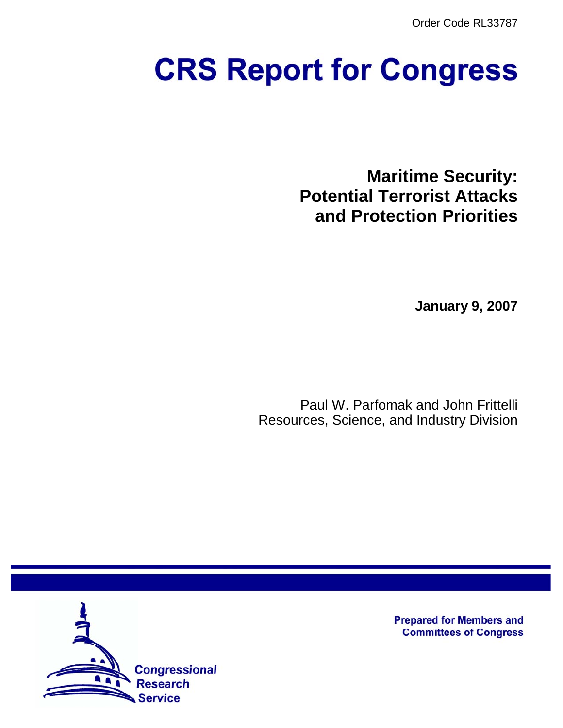Order Code RL33787

# CRS Report for Congress

## Maritime Security: Potential Terrorist Attacks and Protection Priorities

**January 9, 2007**

Paul W. Parfomak and John Frittelli
Resources, Science, and Industry Division

**Prepared for Members and Committees of Congress**

Congressional Research Service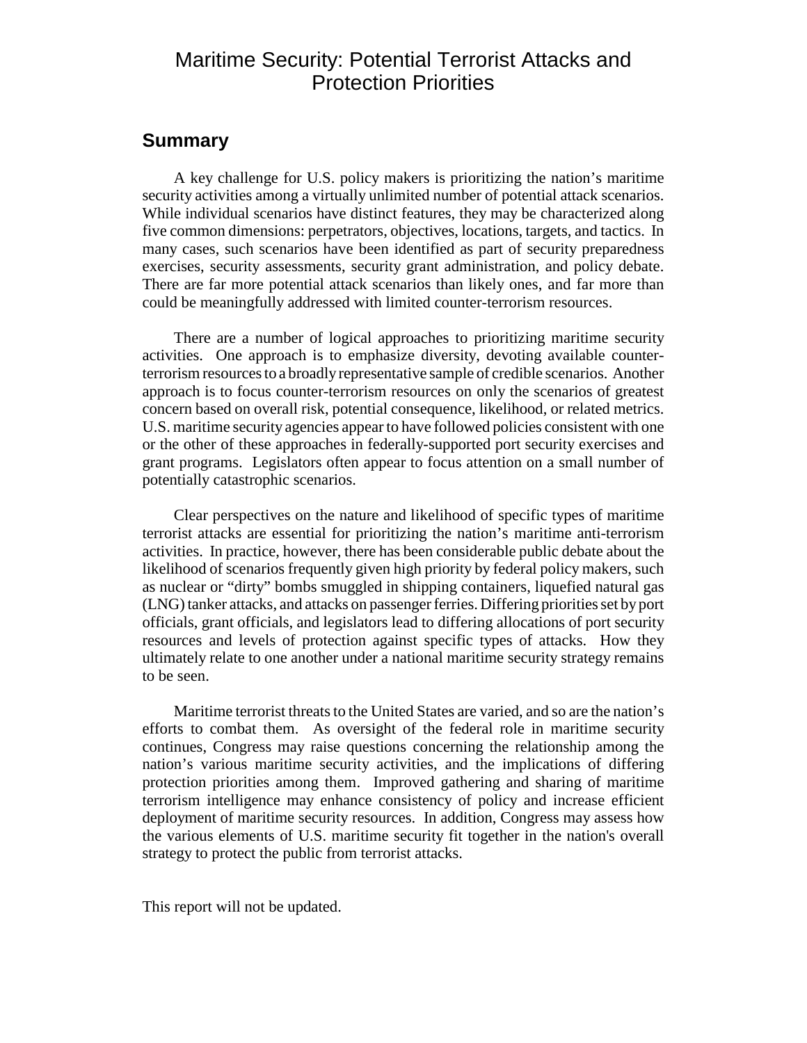# Maritime Security: Potential Terrorist Attacks and Protection Priorities

## Summary

A key challenge for U.S. policy makers is prioritizing the nation's maritime security activities among a virtually unlimited number of potential attack scenarios. While individual scenarios have distinct features, they may be characterized along five common dimensions: perpetrators, objectives, locations, targets, and tactics. In many cases, such scenarios have been identified as part of security preparedness exercises, security assessments, security grant administration, and policy debate. There are far more potential attack scenarios than likely ones, and far more than could be meaningfully addressed with limited counter-terrorism resources.

There are a number of logical approaches to prioritizing maritime security activities. One approach is to emphasize diversity, devoting available counter-terrorism resources to a broadly representative sample of credible scenarios. Another approach is to focus counter-terrorism resources on only the scenarios of greatest concern based on overall risk, potential consequence, likelihood, or related metrics. U.S. maritime security agencies appear to have followed policies consistent with one or the other of these approaches in federally-supported port security exercises and grant programs. Legislators often appear to focus attention on a small number of potentially catastrophic scenarios.

Clear perspectives on the nature and likelihood of specific types of maritime terrorist attacks are essential for prioritizing the nation's maritime anti-terrorism activities. In practice, however, there has been considerable public debate about the likelihood of scenarios frequently given high priority by federal policy makers, such as nuclear or "dirty" bombs smuggled in shipping containers, liquefied natural gas (LNG) tanker attacks, and attacks on passenger ferries. Differing priorities set by port officials, grant officials, and legislators lead to differing allocations of port security resources and levels of protection against specific types of attacks. How they ultimately relate to one another under a national maritime security strategy remains to be seen.

Maritime terrorist threats to the United States are varied, and so are the nation's efforts to combat them. As oversight of the federal role in maritime security continues, Congress may raise questions concerning the relationship among the nation's various maritime security activities, and the implications of differing protection priorities among them. Improved gathering and sharing of maritime terrorism intelligence may enhance consistency of policy and increase efficient deployment of maritime security resources. In addition, Congress may assess how the various elements of U.S. maritime security fit together in the nation's overall strategy to protect the public from terrorist attacks.

This report will not be updated.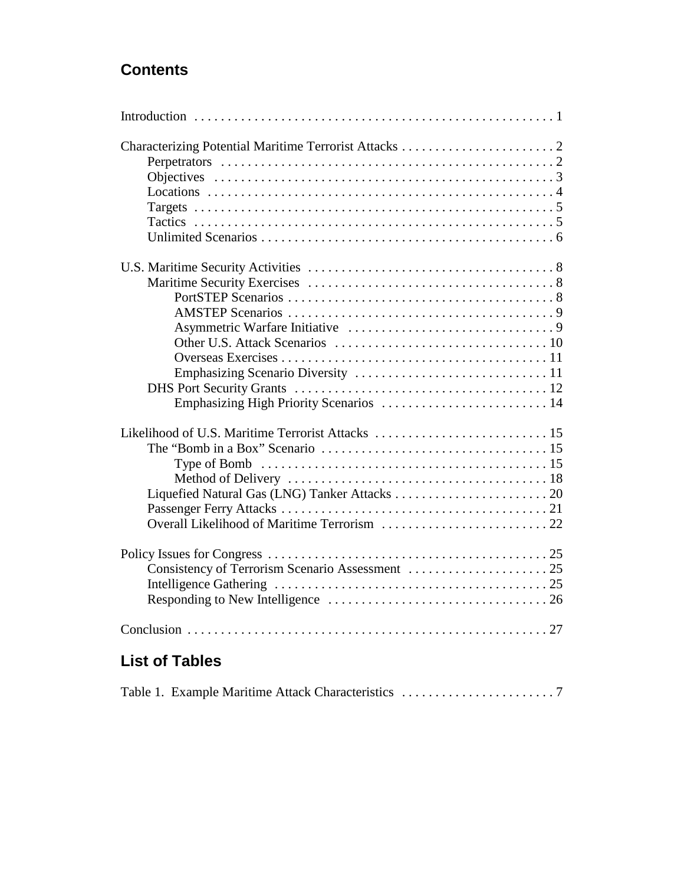## Contents

Introduction . . . . . . . . . . . . . . . . . . . . . . . . . . . . . . . . . . . . . . . . . . . . . . . . . . . . . . 1

Characterizing Potential Maritime Terrorist Attacks . . . . . . . . . . . . . . . . . . . . . . . 2
- Perpetrators . . . . . . . . . . . . . . . . . . . . . . . . . . . . . . . . . . . . . . . . . . . . . . . . . . 2
- Objectives . . . . . . . . . . . . . . . . . . . . . . . . . . . . . . . . . . . . . . . . . . . . . . . . . . . 3
- Locations . . . . . . . . . . . . . . . . . . . . . . . . . . . . . . . . . . . . . . . . . . . . . . . . . . . . 4
- Targets . . . . . . . . . . . . . . . . . . . . . . . . . . . . . . . . . . . . . . . . . . . . . . . . . . . . . . 5
- Tactics . . . . . . . . . . . . . . . . . . . . . . . . . . . . . . . . . . . . . . . . . . . . . . . . . . . . . . 5
- Unlimited Scenarios . . . . . . . . . . . . . . . . . . . . . . . . . . . . . . . . . . . . . . . . . . . . 6

U.S. Maritime Security Activities . . . . . . . . . . . . . . . . . . . . . . . . . . . . . . . . . . . . . 8
- Maritime Security Exercises . . . . . . . . . . . . . . . . . . . . . . . . . . . . . . . . . . . . . 8
  - PortSTEP Scenarios . . . . . . . . . . . . . . . . . . . . . . . . . . . . . . . . . . . . . . . . 8
  - AMSTEP Scenarios . . . . . . . . . . . . . . . . . . . . . . . . . . . . . . . . . . . . . . . . 9
  - Asymmetric Warfare Initiative . . . . . . . . . . . . . . . . . . . . . . . . . . . . . . . 9
  - Other U.S. Attack Scenarios . . . . . . . . . . . . . . . . . . . . . . . . . . . . . . . . 10
  - Overseas Exercises . . . . . . . . . . . . . . . . . . . . . . . . . . . . . . . . . . . . . . . 11
  - Emphasizing Scenario Diversity . . . . . . . . . . . . . . . . . . . . . . . . . . . . 11
- DHS Port Security Grants . . . . . . . . . . . . . . . . . . . . . . . . . . . . . . . . . . . . . . 12
  - Emphasizing High Priority Scenarios . . . . . . . . . . . . . . . . . . . . . . . . . 14

Likelihood of U.S. Maritime Terrorist Attacks . . . . . . . . . . . . . . . . . . . . . . . . . 15
- The "Bomb in a Box" Scenario . . . . . . . . . . . . . . . . . . . . . . . . . . . . . . . . . 15
  - Type of Bomb . . . . . . . . . . . . . . . . . . . . . . . . . . . . . . . . . . . . . . . . . . . 15
  - Method of Delivery . . . . . . . . . . . . . . . . . . . . . . . . . . . . . . . . . . . . . . . 18
- Liquefied Natural Gas (LNG) Tanker Attacks . . . . . . . . . . . . . . . . . . . . . . . 20
- Passenger Ferry Attacks . . . . . . . . . . . . . . . . . . . . . . . . . . . . . . . . . . . . . . . 21
- Overall Likelihood of Maritime Terrorism . . . . . . . . . . . . . . . . . . . . . . . . . 22

Policy Issues for Congress . . . . . . . . . . . . . . . . . . . . . . . . . . . . . . . . . . . . . . . . . 25
- Consistency of Terrorism Scenario Assessment . . . . . . . . . . . . . . . . . . . . . 25
- Intelligence Gathering . . . . . . . . . . . . . . . . . . . . . . . . . . . . . . . . . . . . . . . . . 25
- Responding to New Intelligence . . . . . . . . . . . . . . . . . . . . . . . . . . . . . . . . . 26

Conclusion . . . . . . . . . . . . . . . . . . . . . . . . . . . . . . . . . . . . . . . . . . . . . . . . . . . . . 27

## List of Tables

Table 1. Example Maritime Attack Characteristics . . . . . . . . . . . . . . . . . . . . . . . 7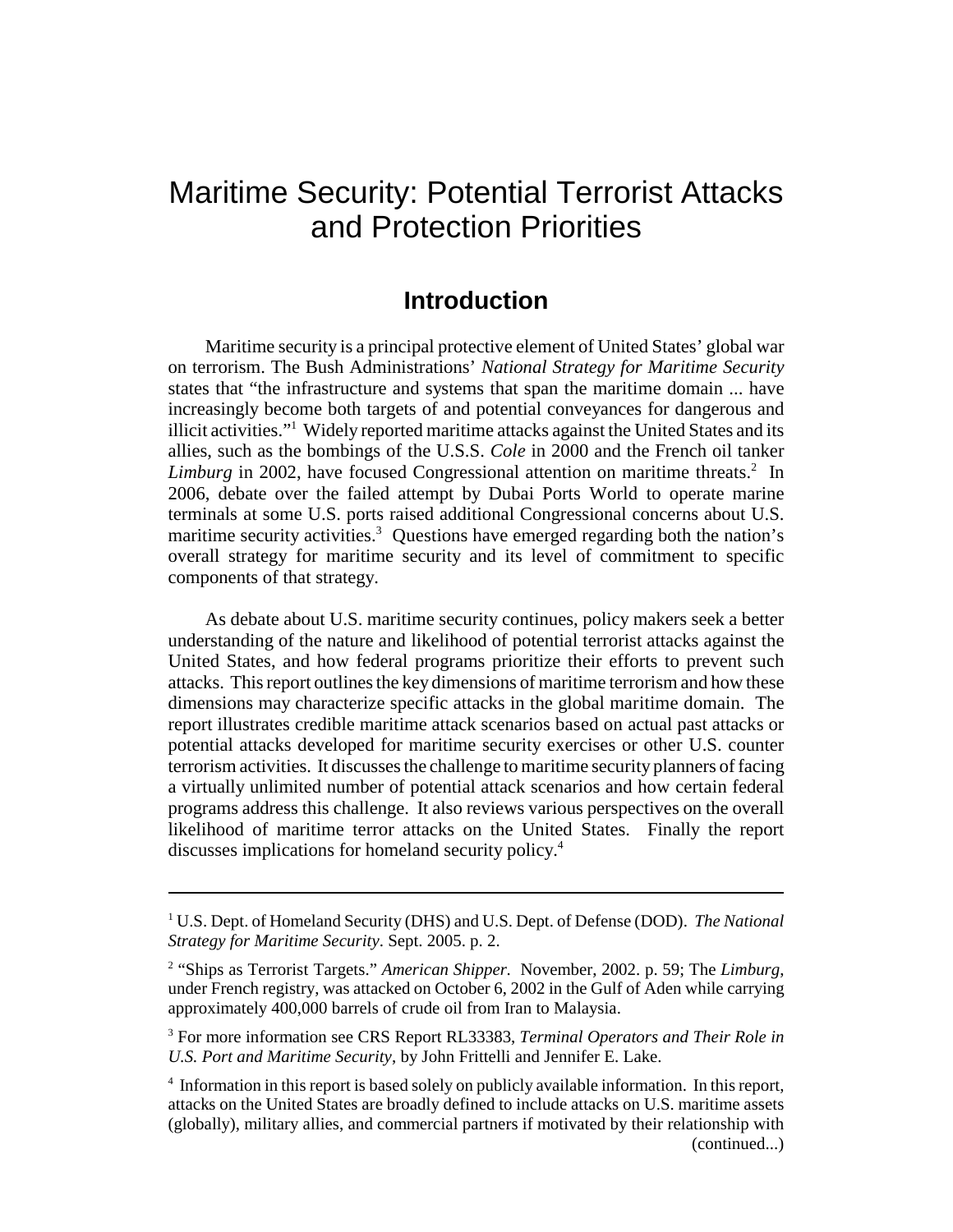# Maritime Security: Potential Terrorist Attacks and Protection Priorities

## Introduction

Maritime security is a principal protective element of United States' global war on terrorism. The Bush Administrations' *National Strategy for Maritime Security* states that "the infrastructure and systems that span the maritime domain ... have increasingly become both targets of and potential conveyances for dangerous and illicit activities."[1] Widely reported maritime attacks against the United States and its allies, such as the bombings of the U.S.S. *Cole* in 2000 and the French oil tanker *Limburg* in 2002, have focused Congressional attention on maritime threats.[2] In 2006, debate over the failed attempt by Dubai Ports World to operate marine terminals at some U.S. ports raised additional Congressional concerns about U.S. maritime security activities.[3] Questions have emerged regarding both the nation's overall strategy for maritime security and its level of commitment to specific components of that strategy.

As debate about U.S. maritime security continues, policy makers seek a better understanding of the nature and likelihood of potential terrorist attacks against the United States, and how federal programs prioritize their efforts to prevent such attacks. This report outlines the key dimensions of maritime terrorism and how these dimensions may characterize specific attacks in the global maritime domain. The report illustrates credible maritime attack scenarios based on actual past attacks or potential attacks developed for maritime security exercises or other U.S. counter terrorism activities. It discusses the challenge to maritime security planners of facing a virtually unlimited number of potential attack scenarios and how certain federal programs address this challenge. It also reviews various perspectives on the overall likelihood of maritime terror attacks on the United States. Finally the report discusses implications for homeland security policy.[4]

---

[1] U.S. Dept. of Homeland Security (DHS) and U.S. Dept. of Defense (DOD). *The National Strategy for Maritime Security*. Sept. 2005. p. 2.

[2] "Ships as Terrorist Targets." *American Shipper.* November, 2002. p. 59; The *Limburg*, under French registry, was attacked on October 6, 2002 in the Gulf of Aden while carrying approximately 400,000 barrels of crude oil from Iran to Malaysia.

[3] For more information see CRS Report RL33383, *Terminal Operators and Their Role in U.S. Port and Maritime Security*, by John Frittelli and Jennifer E. Lake.

[4] Information in this report is based solely on publicly available information. In this report, attacks on the United States are broadly defined to include attacks on U.S. maritime assets (globally), military allies, and commercial partners if motivated by their relationship with (continued...)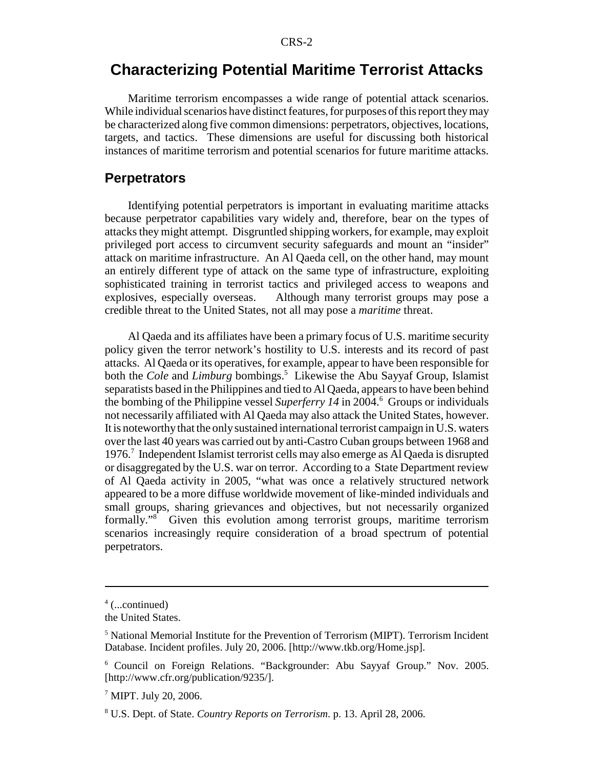## Characterizing Potential Maritime Terrorist Attacks

Maritime terrorism encompasses a wide range of potential attack scenarios. While individual scenarios have distinct features, for purposes of this report they may be characterized along five common dimensions: perpetrators, objectives, locations, targets, and tactics. These dimensions are useful for discussing both historical instances of maritime terrorism and potential scenarios for future maritime attacks.

### Perpetrators

Identifying potential perpetrators is important in evaluating maritime attacks because perpetrator capabilities vary widely and, therefore, bear on the types of attacks they might attempt. Disgruntled shipping workers, for example, may exploit privileged port access to circumvent security safeguards and mount an "insider" attack on maritime infrastructure. An Al Qaeda cell, on the other hand, may mount an entirely different type of attack on the same type of infrastructure, exploiting sophisticated training in terrorist tactics and privileged access to weapons and explosives, especially overseas. Although many terrorist groups may pose a credible threat to the United States, not all may pose a *maritime* threat.

Al Qaeda and its affiliates have been a primary focus of U.S. maritime security policy given the terror network's hostility to U.S. interests and its record of past attacks. Al Qaeda or its operatives, for example, appear to have been responsible for both the *Cole* and *Limburg* bombings.[5] Likewise the Abu Sayyaf Group, Islamist separatists based in the Philippines and tied to Al Qaeda, appears to have been behind the bombing of the Philippine vessel *Superferry 14* in 2004.[6] Groups or individuals not necessarily affiliated with Al Qaeda may also attack the United States, however. It is noteworthy that the only sustained international terrorist campaign in U.S. waters over the last 40 years was carried out by anti-Castro Cuban groups between 1968 and 1976.[7] Independent Islamist terrorist cells may also emerge as Al Qaeda is disrupted or disaggregated by the U.S. war on terror. According to a State Department review of Al Qaeda activity in 2005, "what was once a relatively structured network appeared to be a more diffuse worldwide movement of like-minded individuals and small groups, sharing grievances and objectives, but not necessarily organized formally."[8] Given this evolution among terrorist groups, maritime terrorism scenarios increasingly require consideration of a broad spectrum of potential perpetrators.

---

[4] (...continued)
the United States.

[5] National Memorial Institute for the Prevention of Terrorism (MIPT). Terrorism Incident Database. Incident profiles. July 20, 2006. [http://www.tkb.org/Home.jsp].

[6] Council on Foreign Relations. "Backgrounder: Abu Sayyaf Group." Nov. 2005. [http://www.cfr.org/publication/9235/].

[7] MIPT. July 20, 2006.

[8] U.S. Dept. of State. *Country Reports on Terrorism*. p. 13. April 28, 2006.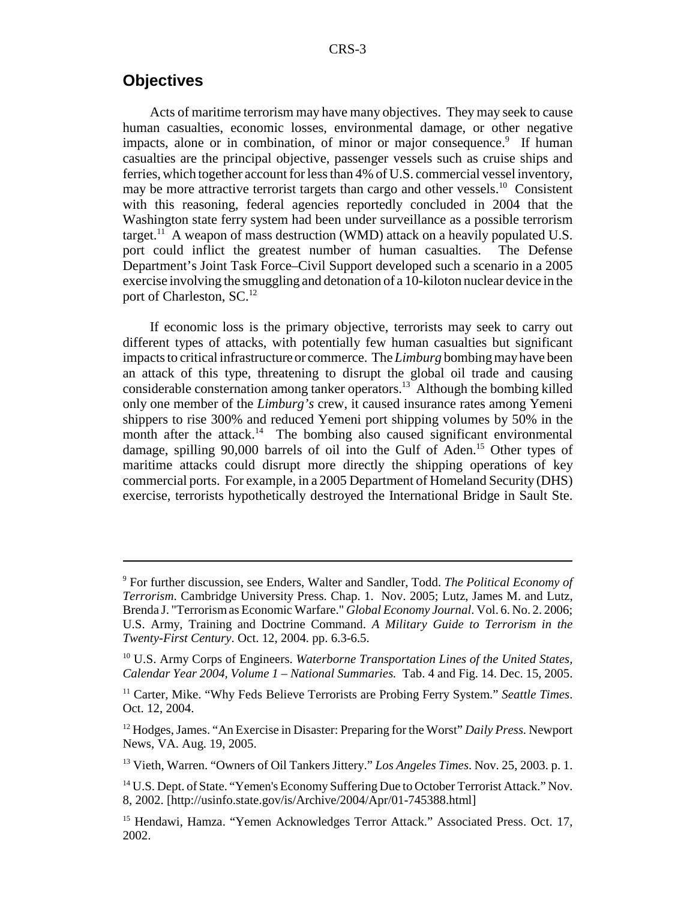## Objectives

Acts of maritime terrorism may have many objectives. They may seek to cause human casualties, economic losses, environmental damage, or other negative impacts, alone or in combination, of minor or major consequence.[9] If human casualties are the principal objective, passenger vessels such as cruise ships and ferries, which together account for less than 4% of U.S. commercial vessel inventory, may be more attractive terrorist targets than cargo and other vessels.[10] Consistent with this reasoning, federal agencies reportedly concluded in 2004 that the Washington state ferry system had been under surveillance as a possible terrorism target.[11] A weapon of mass destruction (WMD) attack on a heavily populated U.S. port could inflict the greatest number of human casualties. The Defense Department's Joint Task Force–Civil Support developed such a scenario in a 2005 exercise involving the smuggling and detonation of a 10-kiloton nuclear device in the port of Charleston, SC.[12]

If economic loss is the primary objective, terrorists may seek to carry out different types of attacks, with potentially few human casualties but significant impacts to critical infrastructure or commerce. The *Limburg* bombing may have been an attack of this type, threatening to disrupt the global oil trade and causing considerable consternation among tanker operators.[13] Although the bombing killed only one member of the *Limburg's* crew, it caused insurance rates among Yemeni shippers to rise 300% and reduced Yemeni port shipping volumes by 50% in the month after the attack.[14] The bombing also caused significant environmental damage, spilling 90,000 barrels of oil into the Gulf of Aden.[15] Other types of maritime attacks could disrupt more directly the shipping operations of key commercial ports. For example, in a 2005 Department of Homeland Security (DHS) exercise, terrorists hypothetically destroyed the International Bridge in Sault Ste.

---

[9] For further discussion, see Enders, Walter and Sandler, Todd. *The Political Economy of Terrorism*. Cambridge University Press. Chap. 1. Nov. 2005; Lutz, James M. and Lutz, Brenda J. "Terrorism as Economic Warfare." *Global Economy Journal*. Vol. 6. No. 2. 2006; U.S. Army, Training and Doctrine Command. *A Military Guide to Terrorism in the Twenty-First Century*. Oct. 12, 2004. pp. 6.3-6.5.

[10] U.S. Army Corps of Engineers. *Waterborne Transportation Lines of the United States, Calendar Year 2004, Volume 1 – National Summaries.* Tab. 4 and Fig. 14. Dec. 15, 2005.

[11] Carter, Mike. "Why Feds Believe Terrorists are Probing Ferry System." *Seattle Times*. Oct. 12, 2004.

[12] Hodges, James. "An Exercise in Disaster: Preparing for the Worst" *Daily Press.* Newport News, VA. Aug. 19, 2005.

[13] Vieth, Warren. "Owners of Oil Tankers Jittery." *Los Angeles Times*. Nov. 25, 2003. p. 1.

[14] U.S. Dept. of State. "Yemen's Economy Suffering Due to October Terrorist Attack." Nov. 8, 2002. [http://usinfo.state.gov/is/Archive/2004/Apr/01-745388.html]

[15] Hendawi, Hamza. "Yemen Acknowledges Terror Attack." Associated Press. Oct. 17, 2002.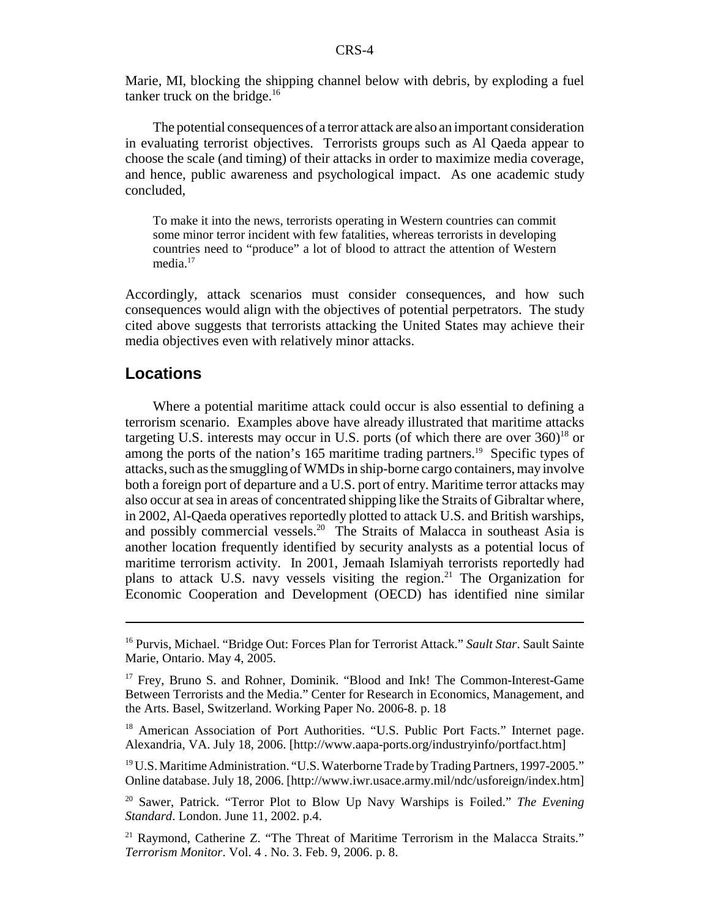Marie, MI, blocking the shipping channel below with debris, by exploding a fuel tanker truck on the bridge.[16]

The potential consequences of a terror attack are also an important consideration in evaluating terrorist objectives. Terrorists groups such as Al Qaeda appear to choose the scale (and timing) of their attacks in order to maximize media coverage, and hence, public awareness and psychological impact. As one academic study concluded,

> To make it into the news, terrorists operating in Western countries can commit some minor terror incident with few fatalities, whereas terrorists in developing countries need to "produce" a lot of blood to attract the attention of Western media.[17]

Accordingly, attack scenarios must consider consequences, and how such consequences would align with the objectives of potential perpetrators. The study cited above suggests that terrorists attacking the United States may achieve their media objectives even with relatively minor attacks.

## Locations

Where a potential maritime attack could occur is also essential to defining a terrorism scenario. Examples above have already illustrated that maritime attacks targeting U.S. interests may occur in U.S. ports (of which there are over 360)[18] or among the ports of the nation's 165 maritime trading partners.[19] Specific types of attacks, such as the smuggling of WMDs in ship-borne cargo containers, may involve both a foreign port of departure and a U.S. port of entry. Maritime terror attacks may also occur at sea in areas of concentrated shipping like the Straits of Gibraltar where, in 2002, Al-Qaeda operatives reportedly plotted to attack U.S. and British warships, and possibly commercial vessels.[20] The Straits of Malacca in southeast Asia is another location frequently identified by security analysts as a potential locus of maritime terrorism activity. In 2001, Jemaah Islamiyah terrorists reportedly had plans to attack U.S. navy vessels visiting the region.[21] The Organization for Economic Cooperation and Development (OECD) has identified nine similar

---

[16] Purvis, Michael. "Bridge Out: Forces Plan for Terrorist Attack." *Sault Star*. Sault Sainte Marie, Ontario. May 4, 2005.

[17] Frey, Bruno S. and Rohner, Dominik. "Blood and Ink! The Common-Interest-Game Between Terrorists and the Media." Center for Research in Economics, Management, and the Arts. Basel, Switzerland. Working Paper No. 2006-8. p. 18

[18] American Association of Port Authorities. "U.S. Public Port Facts." Internet page. Alexandria, VA. July 18, 2006. [http://www.aapa-ports.org/industryinfo/portfact.htm]

[19] U.S. Maritime Administration. "U.S. Waterborne Trade by Trading Partners, 1997-2005." Online database. July 18, 2006. [http://www.iwr.usace.army.mil/ndc/usforeign/index.htm]

[20] Sawer, Patrick. "Terror Plot to Blow Up Navy Warships is Foiled." *The Evening Standard*. London. June 11, 2002. p.4.

[21] Raymond, Catherine Z. "The Threat of Maritime Terrorism in the Malacca Straits." *Terrorism Monitor*. Vol. 4 . No. 3. Feb. 9, 2006. p. 8.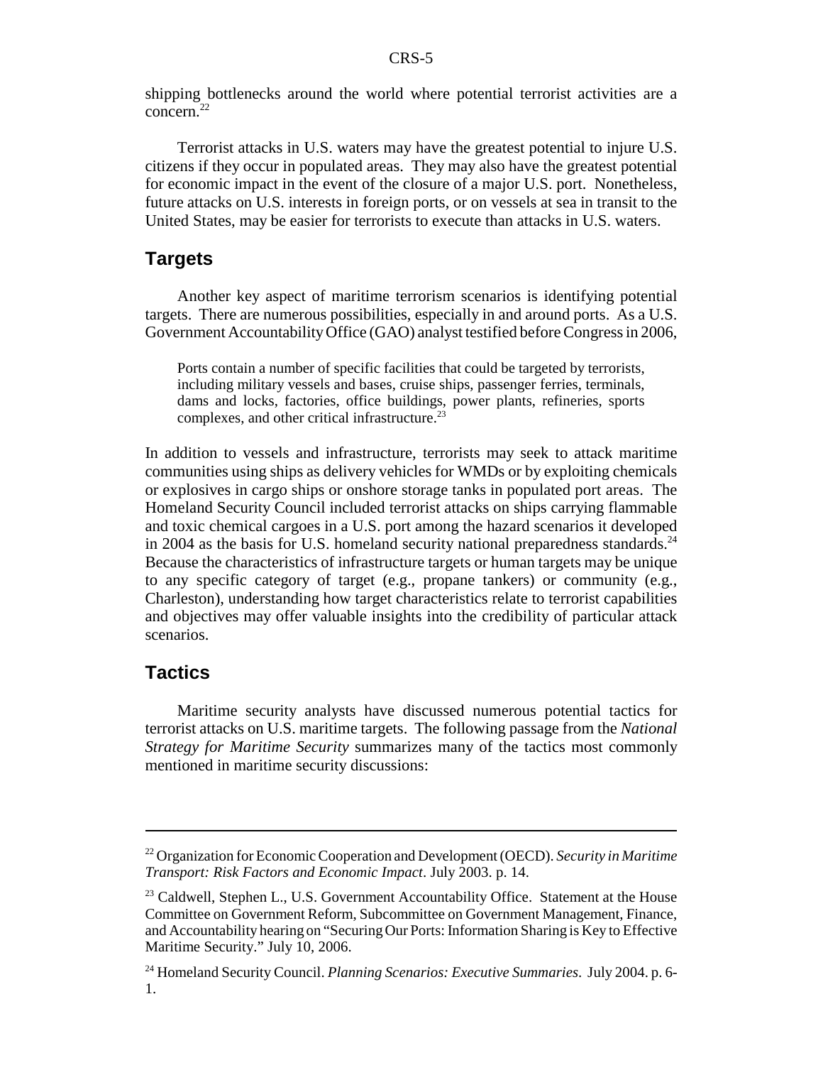shipping bottlenecks around the world where potential terrorist activities are a concern.[22]

Terrorist attacks in U.S. waters may have the greatest potential to injure U.S. citizens if they occur in populated areas. They may also have the greatest potential for economic impact in the event of the closure of a major U.S. port. Nonetheless, future attacks on U.S. interests in foreign ports, or on vessels at sea in transit to the United States, may be easier for terrorists to execute than attacks in U.S. waters.

## Targets

Another key aspect of maritime terrorism scenarios is identifying potential targets. There are numerous possibilities, especially in and around ports. As a U.S. Government Accountability Office (GAO) analyst testified before Congress in 2006,

> Ports contain a number of specific facilities that could be targeted by terrorists, including military vessels and bases, cruise ships, passenger ferries, terminals, dams and locks, factories, office buildings, power plants, refineries, sports complexes, and other critical infrastructure.[23]

In addition to vessels and infrastructure, terrorists may seek to attack maritime communities using ships as delivery vehicles for WMDs or by exploiting chemicals or explosives in cargo ships or onshore storage tanks in populated port areas. The Homeland Security Council included terrorist attacks on ships carrying flammable and toxic chemical cargoes in a U.S. port among the hazard scenarios it developed in 2004 as the basis for U.S. homeland security national preparedness standards.[24] Because the characteristics of infrastructure targets or human targets may be unique to any specific category of target (e.g., propane tankers) or community (e.g., Charleston), understanding how target characteristics relate to terrorist capabilities and objectives may offer valuable insights into the credibility of particular attack scenarios.

## Tactics

Maritime security analysts have discussed numerous potential tactics for terrorist attacks on U.S. maritime targets. The following passage from the *National Strategy for Maritime Security* summarizes many of the tactics most commonly mentioned in maritime security discussions:

---

[22] Organization for Economic Cooperation and Development (OECD). *Security in Maritime Transport: Risk Factors and Economic Impact*. July 2003. p. 14.

[23] Caldwell, Stephen L., U.S. Government Accountability Office. Statement at the House Committee on Government Reform, Subcommittee on Government Management, Finance, and Accountability hearing on "Securing Our Ports: Information Sharing is Key to Effective Maritime Security." July 10, 2006.

[24] Homeland Security Council. *Planning Scenarios: Executive Summaries*. July 2004. p. 6-1.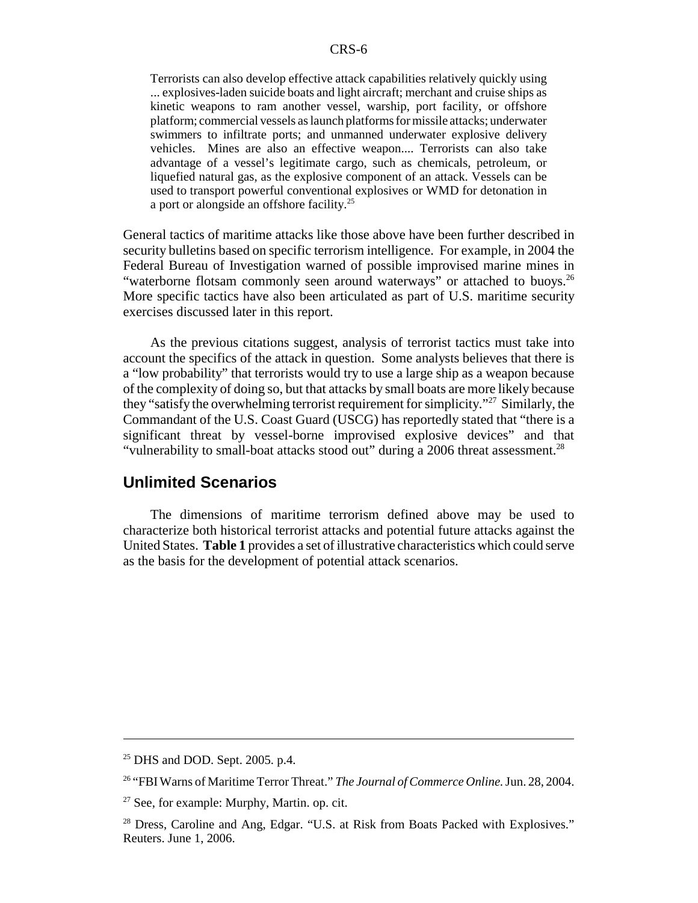> Terrorists can also develop effective attack capabilities relatively quickly using ... explosives-laden suicide boats and light aircraft; merchant and cruise ships as kinetic weapons to ram another vessel, warship, port facility, or offshore platform; commercial vessels as launch platforms for missile attacks; underwater swimmers to infiltrate ports; and unmanned underwater explosive delivery vehicles. Mines are also an effective weapon.... Terrorists can also take advantage of a vessel's legitimate cargo, such as chemicals, petroleum, or liquefied natural gas, as the explosive component of an attack. Vessels can be used to transport powerful conventional explosives or WMD for detonation in a port or alongside an offshore facility.[25]

General tactics of maritime attacks like those above have been further described in security bulletins based on specific terrorism intelligence. For example, in 2004 the Federal Bureau of Investigation warned of possible improvised marine mines in "waterborne flotsam commonly seen around waterways" or attached to buoys.[26] More specific tactics have also been articulated as part of U.S. maritime security exercises discussed later in this report.

As the previous citations suggest, analysis of terrorist tactics must take into account the specifics of the attack in question. Some analysts believes that there is a "low probability" that terrorists would try to use a large ship as a weapon because of the complexity of doing so, but that attacks by small boats are more likely because they "satisfy the overwhelming terrorist requirement for simplicity."[27] Similarly, the Commandant of the U.S. Coast Guard (USCG) has reportedly stated that "there is a significant threat by vessel-borne improvised explosive devices" and that "vulnerability to small-boat attacks stood out" during a 2006 threat assessment.[28]

## Unlimited Scenarios

The dimensions of maritime terrorism defined above may be used to characterize both historical terrorist attacks and potential future attacks against the United States. **Table 1** provides a set of illustrative characteristics which could serve as the basis for the development of potential attack scenarios.

---

[25] DHS and DOD. Sept. 2005. p.4.

[26] "FBI Warns of Maritime Terror Threat." *The Journal of Commerce Online.* Jun. 28, 2004.

[27] See, for example: Murphy, Martin. op. cit.

[28] Dress, Caroline and Ang, Edgar. "U.S. at Risk from Boats Packed with Explosives." Reuters. June 1, 2006.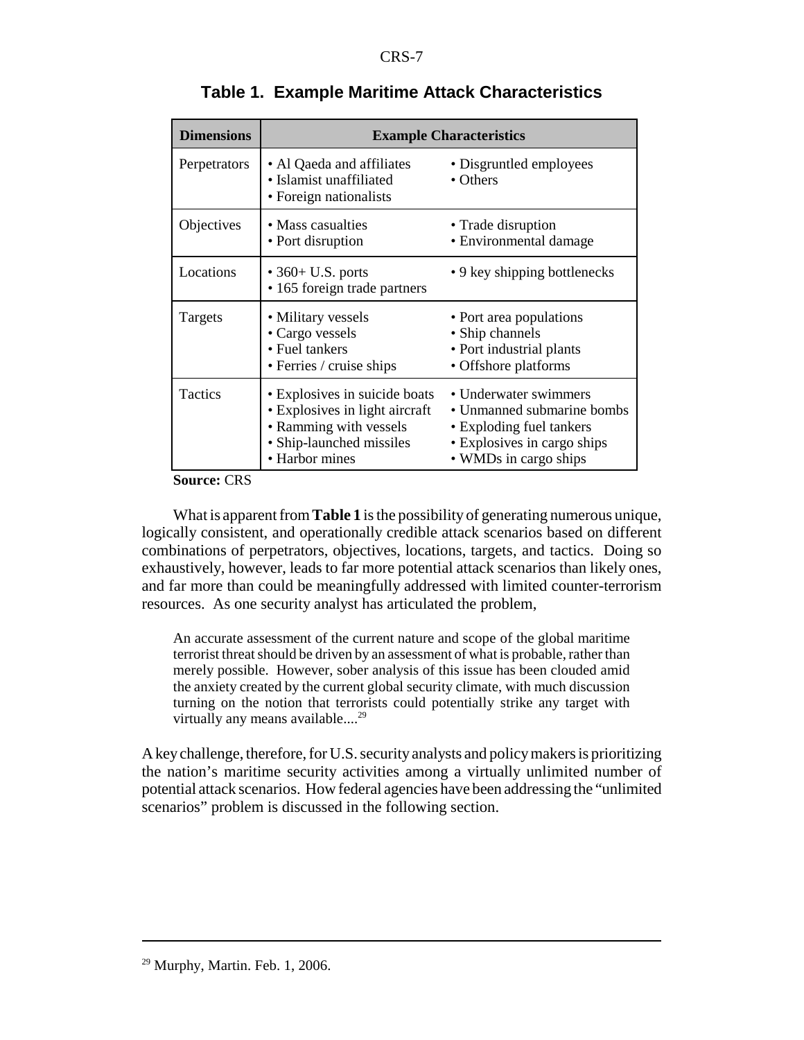### Table 1. Example Maritime Attack Characteristics

| Dimensions | Example Characteristics | |
|---|---|---|
| Perpetrators | • Al Qaeda and affiliates<br>• Islamist unaffiliated<br>• Foreign nationalists | • Disgruntled employees<br>• Others |
| Objectives | • Mass casualties<br>• Port disruption | • Trade disruption<br>• Environmental damage |
| Locations | • 360+ U.S. ports<br>• 165 foreign trade partners | • 9 key shipping bottlenecks |
| Targets | • Military vessels<br>• Cargo vessels<br>• Fuel tankers<br>• Ferries / cruise ships | • Port area populations<br>• Ship channels<br>• Port industrial plants<br>• Offshore platforms |
| Tactics | • Explosives in suicide boats<br>• Explosives in light aircraft<br>• Ramming with vessels<br>• Ship-launched missiles<br>• Harbor mines | • Underwater swimmers<br>• Unmanned submarine bombs<br>• Exploding fuel tankers<br>• Explosives in cargo ships<br>• WMDs in cargo ships |

**Source:** CRS

What is apparent from **Table 1** is the possibility of generating numerous unique, logically consistent, and operationally credible attack scenarios based on different combinations of perpetrators, objectives, locations, targets, and tactics. Doing so exhaustively, however, leads to far more potential attack scenarios than likely ones, and far more than could be meaningfully addressed with limited counter-terrorism resources. As one security analyst has articulated the problem,

> An accurate assessment of the current nature and scope of the global maritime terrorist threat should be driven by an assessment of what is probable, rather than merely possible. However, sober analysis of this issue has been clouded amid the anxiety created by the current global security climate, with much discussion turning on the notion that terrorists could potentially strike any target with virtually any means available....[29]

A key challenge, therefore, for U.S. security analysts and policy makers is prioritizing the nation's maritime security activities among a virtually unlimited number of potential attack scenarios. How federal agencies have been addressing the "unlimited scenarios" problem is discussed in the following section.

---

[29] Murphy, Martin. Feb. 1, 2006.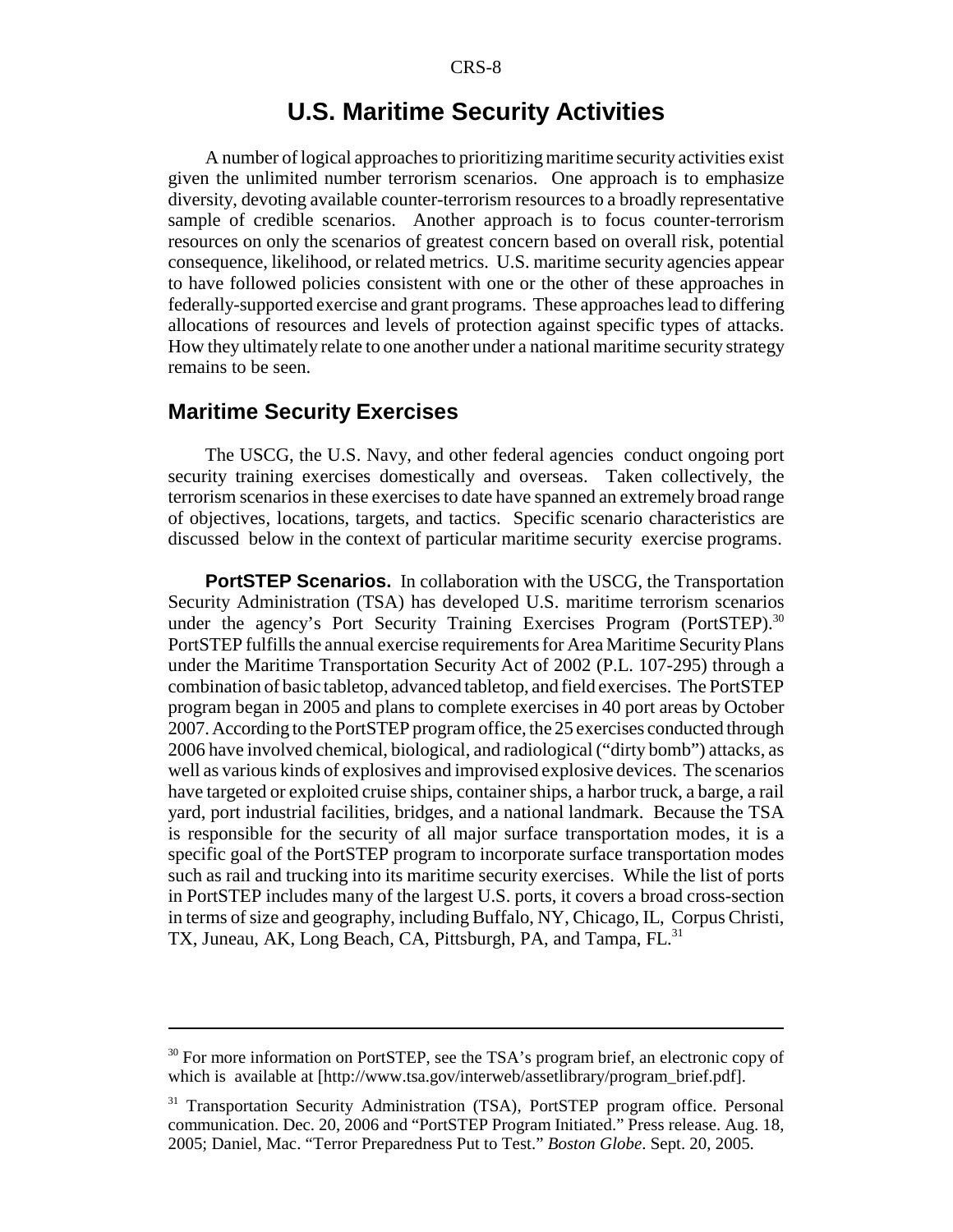# U.S. Maritime Security Activities

A number of logical approaches to prioritizing maritime security activities exist given the unlimited number terrorism scenarios. One approach is to emphasize diversity, devoting available counter-terrorism resources to a broadly representative sample of credible scenarios. Another approach is to focus counter-terrorism resources on only the scenarios of greatest concern based on overall risk, potential consequence, likelihood, or related metrics. U.S. maritime security agencies appear to have followed policies consistent with one or the other of these approaches in federally-supported exercise and grant programs. These approaches lead to differing allocations of resources and levels of protection against specific types of attacks. How they ultimately relate to one another under a national maritime security strategy remains to be seen.

## Maritime Security Exercises

The USCG, the U.S. Navy, and other federal agencies conduct ongoing port security training exercises domestically and overseas. Taken collectively, the terrorism scenarios in these exercises to date have spanned an extremely broad range of objectives, locations, targets, and tactics. Specific scenario characteristics are discussed below in the context of particular maritime security exercise programs.

**PortSTEP Scenarios.** In collaboration with the USCG, the Transportation Security Administration (TSA) has developed U.S. maritime terrorism scenarios under the agency's Port Security Training Exercises Program (PortSTEP).[30] PortSTEP fulfills the annual exercise requirements for Area Maritime Security Plans under the Maritime Transportation Security Act of 2002 (P.L. 107-295) through a combination of basic tabletop, advanced tabletop, and field exercises. The PortSTEP program began in 2005 and plans to complete exercises in 40 port areas by October 2007. According to the PortSTEP program office, the 25 exercises conducted through 2006 have involved chemical, biological, and radiological ("dirty bomb") attacks, as well as various kinds of explosives and improvised explosive devices. The scenarios have targeted or exploited cruise ships, container ships, a harbor truck, a barge, a rail yard, port industrial facilities, bridges, and a national landmark. Because the TSA is responsible for the security of all major surface transportation modes, it is a specific goal of the PortSTEP program to incorporate surface transportation modes such as rail and trucking into its maritime security exercises. While the list of ports in PortSTEP includes many of the largest U.S. ports, it covers a broad cross-section in terms of size and geography, including Buffalo, NY, Chicago, IL, Corpus Christi, TX, Juneau, AK, Long Beach, CA, Pittsburgh, PA, and Tampa, FL.[31]

---

[30] For more information on PortSTEP, see the TSA's program brief, an electronic copy of which is available at [http://www.tsa.gov/interweb/assetlibrary/program_brief.pdf].

[31] Transportation Security Administration (TSA), PortSTEP program office. Personal communication. Dec. 20, 2006 and "PortSTEP Program Initiated." Press release. Aug. 18, 2005; Daniel, Mac. "Terror Preparedness Put to Test." *Boston Globe*. Sept. 20, 2005.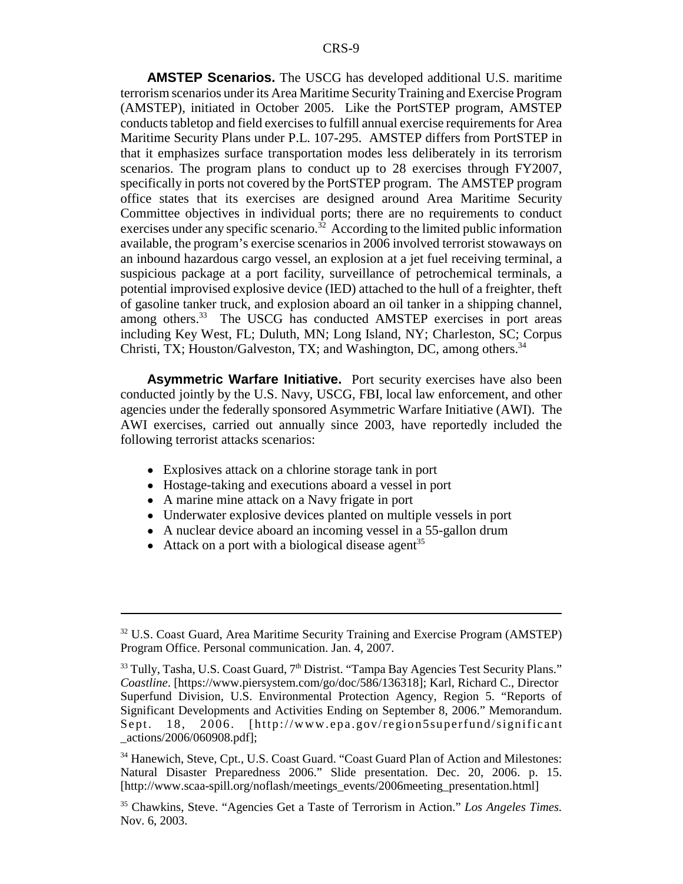**AMSTEP Scenarios.** The USCG has developed additional U.S. maritime terrorism scenarios under its Area Maritime Security Training and Exercise Program (AMSTEP), initiated in October 2005. Like the PortSTEP program, AMSTEP conducts tabletop and field exercises to fulfill annual exercise requirements for Area Maritime Security Plans under P.L. 107-295. AMSTEP differs from PortSTEP in that it emphasizes surface transportation modes less deliberately in its terrorism scenarios. The program plans to conduct up to 28 exercises through FY2007, specifically in ports not covered by the PortSTEP program. The AMSTEP program office states that its exercises are designed around Area Maritime Security Committee objectives in individual ports; there are no requirements to conduct exercises under any specific scenario.[32] According to the limited public information available, the program's exercise scenarios in 2006 involved terrorist stowaways on an inbound hazardous cargo vessel, an explosion at a jet fuel receiving terminal, a suspicious package at a port facility, surveillance of petrochemical terminals, a potential improvised explosive device (IED) attached to the hull of a freighter, theft of gasoline tanker truck, and explosion aboard an oil tanker in a shipping channel, among others.[33] The USCG has conducted AMSTEP exercises in port areas including Key West, FL; Duluth, MN; Long Island, NY; Charleston, SC; Corpus Christi, TX; Houston/Galveston, TX; and Washington, DC, among others.[34]

**Asymmetric Warfare Initiative.** Port security exercises have also been conducted jointly by the U.S. Navy, USCG, FBI, local law enforcement, and other agencies under the federally sponsored Asymmetric Warfare Initiative (AWI). The AWI exercises, carried out annually since 2003, have reportedly included the following terrorist attacks scenarios:

- Explosives attack on a chlorine storage tank in port
- Hostage-taking and executions aboard a vessel in port
- A marine mine attack on a Navy frigate in port
- Underwater explosive devices planted on multiple vessels in port
- A nuclear device aboard an incoming vessel in a 55-gallon drum
- Attack on a port with a biological disease agent[35]

---

[32] U.S. Coast Guard, Area Maritime Security Training and Exercise Program (AMSTEP) Program Office. Personal communication. Jan. 4, 2007.

[33] Tully, Tasha, U.S. Coast Guard, 7th District. "Tampa Bay Agencies Test Security Plans." *Coastline*. [https://www.piersystem.com/go/doc/586/136318]; Karl, Richard C., Director Superfund Division, U.S. Environmental Protection Agency, Region 5. "Reports of Significant Developments and Activities Ending on September 8, 2006." Memorandum. Sept. 18, 2006. [http://www.epa.gov/region5superfund/significant_actions/2006/060908.pdf];

[34] Hanewich, Steve, Cpt., U.S. Coast Guard. "Coast Guard Plan of Action and Milestones: Natural Disaster Preparedness 2006." Slide presentation. Dec. 20, 2006. p. 15. [http://www.scaa-spill.org/noflash/meetings_events/2006meeting_presentation.html]

[35] Chawkins, Steve. "Agencies Get a Taste of Terrorism in Action." *Los Angeles Times.* Nov. 6, 2003.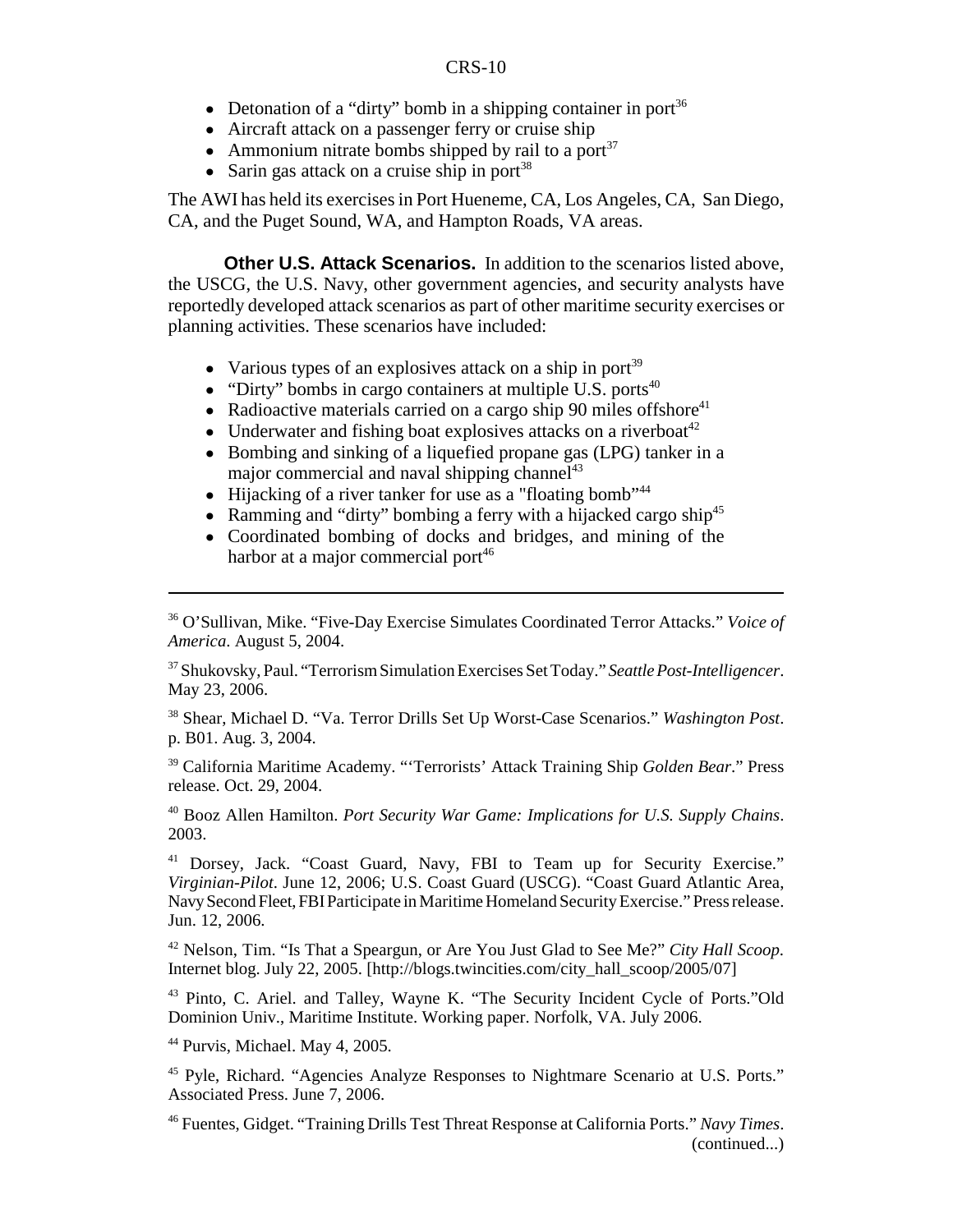- Detonation of a "dirty" bomb in a shipping container in port[36]
- Aircraft attack on a passenger ferry or cruise ship
- Ammonium nitrate bombs shipped by rail to a port[37]
- Sarin gas attack on a cruise ship in port[38]

The AWI has held its exercises in Port Hueneme, CA, Los Angeles, CA, San Diego, CA, and the Puget Sound, WA, and Hampton Roads, VA areas.

**Other U.S. Attack Scenarios.** In addition to the scenarios listed above, the USCG, the U.S. Navy, other government agencies, and security analysts have reportedly developed attack scenarios as part of other maritime security exercises or planning activities. These scenarios have included:

- Various types of an explosives attack on a ship in port[39]
- "Dirty" bombs in cargo containers at multiple U.S. ports[40]
- Radioactive materials carried on a cargo ship 90 miles offshore[41]
- Underwater and fishing boat explosives attacks on a riverboat[42]
- Bombing and sinking of a liquefied propane gas (LPG) tanker in a major commercial and naval shipping channel[43]
- Hijacking of a river tanker for use as a "floating bomb"[44]
- Ramming and "dirty" bombing a ferry with a hijacked cargo ship[45]
- Coordinated bombing of docks and bridges, and mining of the harbor at a major commercial port[46]

---

[36] O'Sullivan, Mike. "Five-Day Exercise Simulates Coordinated Terror Attacks." *Voice of America*. August 5, 2004.

[37] Shukovsky, Paul. "Terrorism Simulation Exercises Set Today." *Seattle Post-Intelligencer*. May 23, 2006.

[38] Shear, Michael D. "Va. Terror Drills Set Up Worst-Case Scenarios." *Washington Post*. p. B01. Aug. 3, 2004.

[39] California Maritime Academy. "'Terrorists' Attack Training Ship *Golden Bear*." Press release. Oct. 29, 2004.

[40] Booz Allen Hamilton. *Port Security War Game: Implications for U.S. Supply Chains*. 2003.

[41] Dorsey, Jack. "Coast Guard, Navy, FBI to Team up for Security Exercise." *Virginian-Pilot*. June 12, 2006; U.S. Coast Guard (USCG). "Coast Guard Atlantic Area, Navy Second Fleet, FBI Participate in Maritime Homeland Security Exercise." Press release. Jun. 12, 2006.

[42] Nelson, Tim. "Is That a Speargun, or Are You Just Glad to See Me?" *City Hall Scoop*. Internet blog. July 22, 2005. [http://blogs.twincities.com/city_hall_scoop/2005/07]

[43] Pinto, C. Ariel. and Talley, Wayne K. "The Security Incident Cycle of Ports."Old Dominion Univ., Maritime Institute. Working paper. Norfolk, VA. July 2006.

[44] Purvis, Michael. May 4, 2005.

[45] Pyle, Richard. "Agencies Analyze Responses to Nightmare Scenario at U.S. Ports." Associated Press. June 7, 2006.

[46] Fuentes, Gidget. "Training Drills Test Threat Response at California Ports." *Navy Times*. (continued...)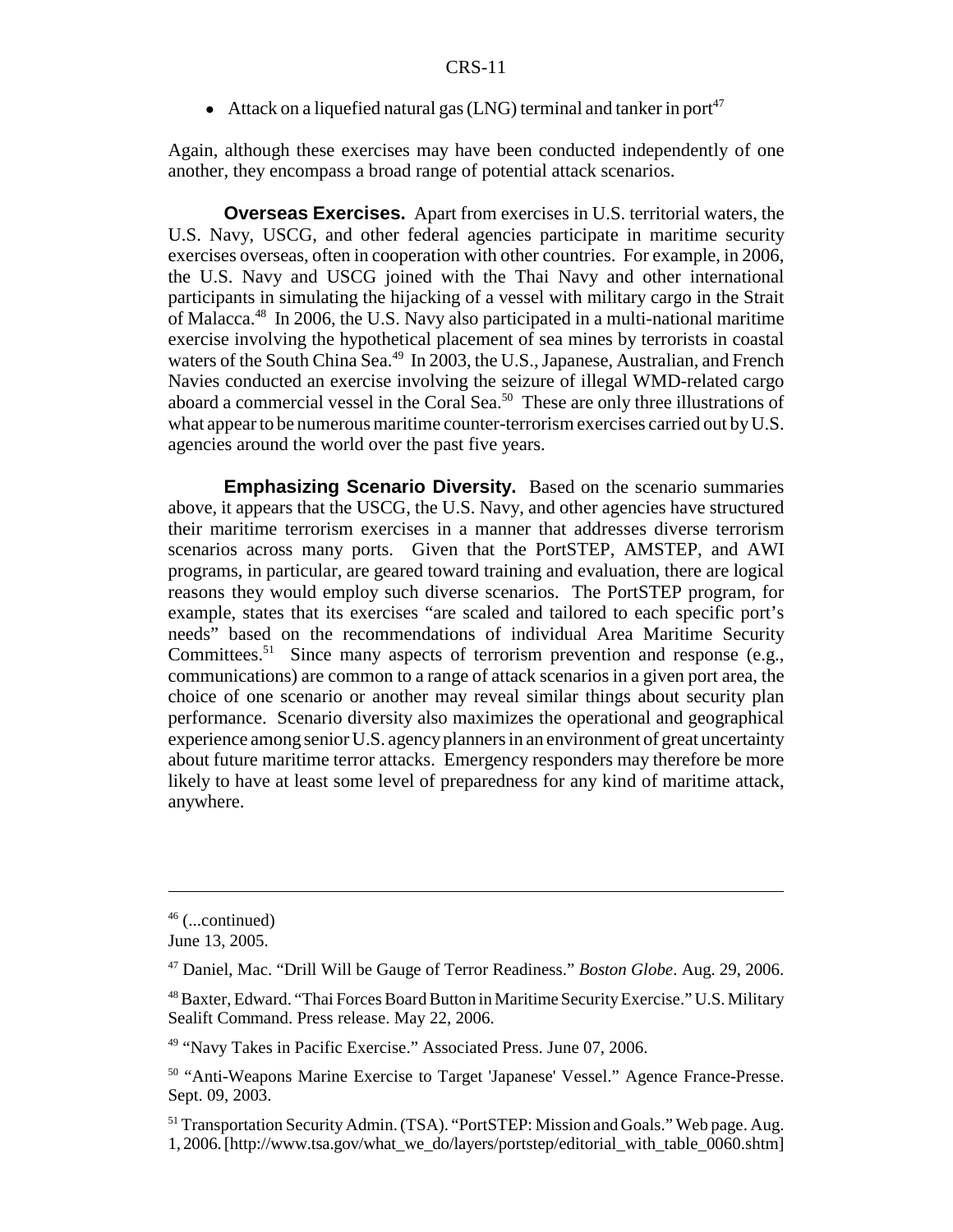- Attack on a liquefied natural gas (LNG) terminal and tanker in port[47]

Again, although these exercises may have been conducted independently of one another, they encompass a broad range of potential attack scenarios.

**Overseas Exercises.** Apart from exercises in U.S. territorial waters, the U.S. Navy, USCG, and other federal agencies participate in maritime security exercises overseas, often in cooperation with other countries. For example, in 2006, the U.S. Navy and USCG joined with the Thai Navy and other international participants in simulating the hijacking of a vessel with military cargo in the Strait of Malacca.[48] In 2006, the U.S. Navy also participated in a multi-national maritime exercise involving the hypothetical placement of sea mines by terrorists in coastal waters of the South China Sea.[49] In 2003, the U.S., Japanese, Australian, and French Navies conducted an exercise involving the seizure of illegal WMD-related cargo aboard a commercial vessel in the Coral Sea.[50] These are only three illustrations of what appear to be numerous maritime counter-terrorism exercises carried out by U.S. agencies around the world over the past five years.

**Emphasizing Scenario Diversity.** Based on the scenario summaries above, it appears that the USCG, the U.S. Navy, and other agencies have structured their maritime terrorism exercises in a manner that addresses diverse terrorism scenarios across many ports. Given that the PortSTEP, AMSTEP, and AWI programs, in particular, are geared toward training and evaluation, there are logical reasons they would employ such diverse scenarios. The PortSTEP program, for example, states that its exercises "are scaled and tailored to each specific port's needs" based on the recommendations of individual Area Maritime Security Committees.[51] Since many aspects of terrorism prevention and response (e.g., communications) are common to a range of attack scenarios in a given port area, the choice of one scenario or another may reveal similar things about security plan performance. Scenario diversity also maximizes the operational and geographical experience among senior U.S. agency planners in an environment of great uncertainty about future maritime terror attacks. Emergency responders may therefore be more likely to have at least some level of preparedness for any kind of maritime attack, anywhere.

---

[46] (...continued)
June 13, 2005.

[47] Daniel, Mac. "Drill Will be Gauge of Terror Readiness." *Boston Globe*. Aug. 29, 2006.

[48] Baxter, Edward. "Thai Forces Board Button in Maritime Security Exercise." U.S. Military Sealift Command. Press release. May 22, 2006.

[49] "Navy Takes in Pacific Exercise." Associated Press. June 07, 2006.

[50] "Anti-Weapons Marine Exercise to Target 'Japanese' Vessel." Agence France-Presse. Sept. 09, 2003.

[51] Transportation Security Admin. (TSA). "PortSTEP: Mission and Goals." Web page. Aug. 1, 2006. [http://www.tsa.gov/what_we_do/layers/portstep/editorial_with_table_0060.shtm]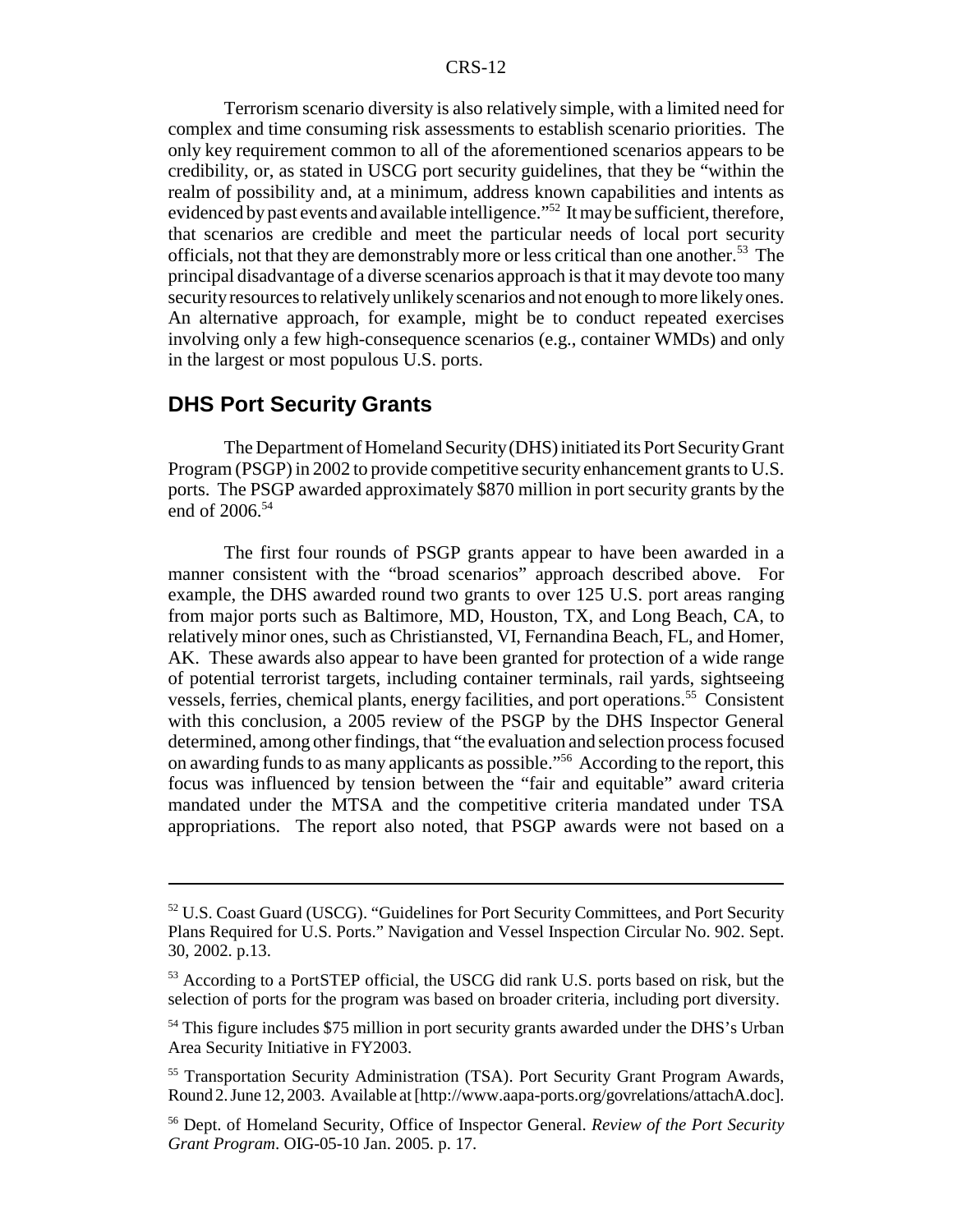Terrorism scenario diversity is also relatively simple, with a limited need for complex and time consuming risk assessments to establish scenario priorities. The only key requirement common to all of the aforementioned scenarios appears to be credibility, or, as stated in USCG port security guidelines, that they be "within the realm of possibility and, at a minimum, address known capabilities and intents as evidenced by past events and available intelligence."[52] It may be sufficient, therefore, that scenarios are credible and meet the particular needs of local port security officials, not that they are demonstrably more or less critical than one another.[53] The principal disadvantage of a diverse scenarios approach is that it may devote too many security resources to relatively unlikely scenarios and not enough to more likely ones. An alternative approach, for example, might be to conduct repeated exercises involving only a few high-consequence scenarios (e.g., container WMDs) and only in the largest or most populous U.S. ports.

## DHS Port Security Grants

The Department of Homeland Security (DHS) initiated its Port Security Grant Program (PSGP) in 2002 to provide competitive security enhancement grants to U.S. ports. The PSGP awarded approximately $870 million in port security grants by the end of 2006.[54]

The first four rounds of PSGP grants appear to have been awarded in a manner consistent with the "broad scenarios" approach described above. For example, the DHS awarded round two grants to over 125 U.S. port areas ranging from major ports such as Baltimore, MD, Houston, TX, and Long Beach, CA, to relatively minor ones, such as Christiansted, VI, Fernandina Beach, FL, and Homer, AK. These awards also appear to have been granted for protection of a wide range of potential terrorist targets, including container terminals, rail yards, sightseeing vessels, ferries, chemical plants, energy facilities, and port operations.[55] Consistent with this conclusion, a 2005 review of the PSGP by the DHS Inspector General determined, among other findings, that "the evaluation and selection process focused on awarding funds to as many applicants as possible."[56] According to the report, this focus was influenced by tension between the "fair and equitable" award criteria mandated under the MTSA and the competitive criteria mandated under TSA appropriations. The report also noted, that PSGP awards were not based on a

---

[52] U.S. Coast Guard (USCG). "Guidelines for Port Security Committees, and Port Security Plans Required for U.S. Ports." Navigation and Vessel Inspection Circular No. 902. Sept. 30, 2002. p.13.

[53] According to a PortSTEP official, the USCG did rank U.S. ports based on risk, but the selection of ports for the program was based on broader criteria, including port diversity.

[54] This figure includes $75 million in port security grants awarded under the DHS's Urban Area Security Initiative in FY2003.

[55] Transportation Security Administration (TSA). Port Security Grant Program Awards, Round 2. June 12, 2003. Available at [http://www.aapa-ports.org/govrelations/attachA.doc].

[56] Dept. of Homeland Security, Office of Inspector General. *Review of the Port Security Grant Program*. OIG-05-10 Jan. 2005. p. 17.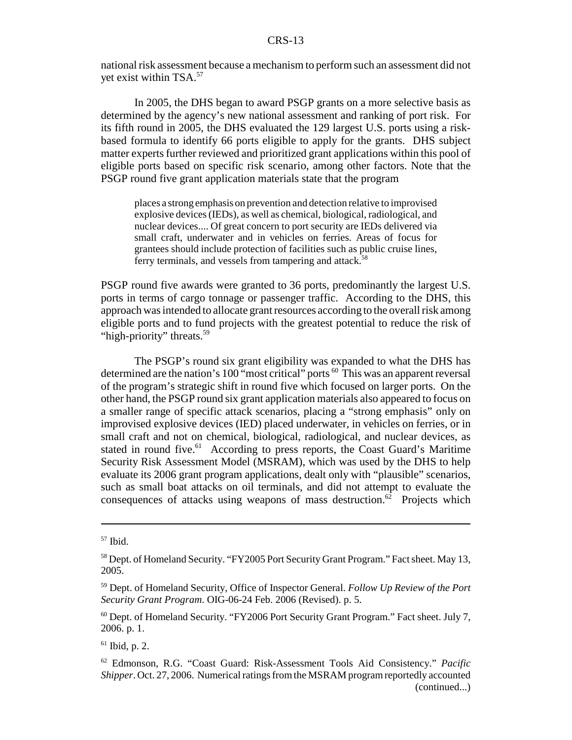national risk assessment because a mechanism to perform such an assessment did not yet exist within TSA.[57]

In 2005, the DHS began to award PSGP grants on a more selective basis as determined by the agency's new national assessment and ranking of port risk. For its fifth round in 2005, the DHS evaluated the 129 largest U.S. ports using a risk-based formula to identify 66 ports eligible to apply for the grants. DHS subject matter experts further reviewed and prioritized grant applications within this pool of eligible ports based on specific risk scenario, among other factors. Note that the PSGP round five grant application materials state that the program

> places a strong emphasis on prevention and detection relative to improvised explosive devices (IEDs), as well as chemical, biological, radiological, and nuclear devices.... Of great concern to port security are IEDs delivered via small craft, underwater and in vehicles on ferries. Areas of focus for grantees should include protection of facilities such as public cruise lines, ferry terminals, and vessels from tampering and attack.[58]

PSGP round five awards were granted to 36 ports, predominantly the largest U.S. ports in terms of cargo tonnage or passenger traffic. According to the DHS, this approach was intended to allocate grant resources according to the overall risk among eligible ports and to fund projects with the greatest potential to reduce the risk of "high-priority" threats.[59]

The PSGP's round six grant eligibility was expanded to what the DHS has determined are the nation's 100 "most critical" ports [60] This was an apparent reversal of the program's strategic shift in round five which focused on larger ports. On the other hand, the PSGP round six grant application materials also appeared to focus on a smaller range of specific attack scenarios, placing a "strong emphasis" only on improvised explosive devices (IED) placed underwater, in vehicles on ferries, or in small craft and not on chemical, biological, radiological, and nuclear devices, as stated in round five.[61] According to press reports, the Coast Guard's Maritime Security Risk Assessment Model (MSRAM), which was used by the DHS to help evaluate its 2006 grant program applications, dealt only with "plausible" scenarios, such as small boat attacks on oil terminals, and did not attempt to evaluate the consequences of attacks using weapons of mass destruction.[62] Projects which

---

[57] Ibid.

[58] Dept. of Homeland Security. "FY2005 Port Security Grant Program." Fact sheet. May 13, 2005.

[59] Dept. of Homeland Security, Office of Inspector General. *Follow Up Review of the Port Security Grant Program*. OIG-06-24 Feb. 2006 (Revised). p. 5.

[60] Dept. of Homeland Security. "FY2006 Port Security Grant Program." Fact sheet. July 7, 2006. p. 1.

[61] Ibid, p. 2.

[62] Edmonson, R.G. "Coast Guard: Risk-Assessment Tools Aid Consistency." *Pacific Shipper*. Oct. 27, 2006. Numerical ratings from the MSRAM program reportedly accounted (continued...)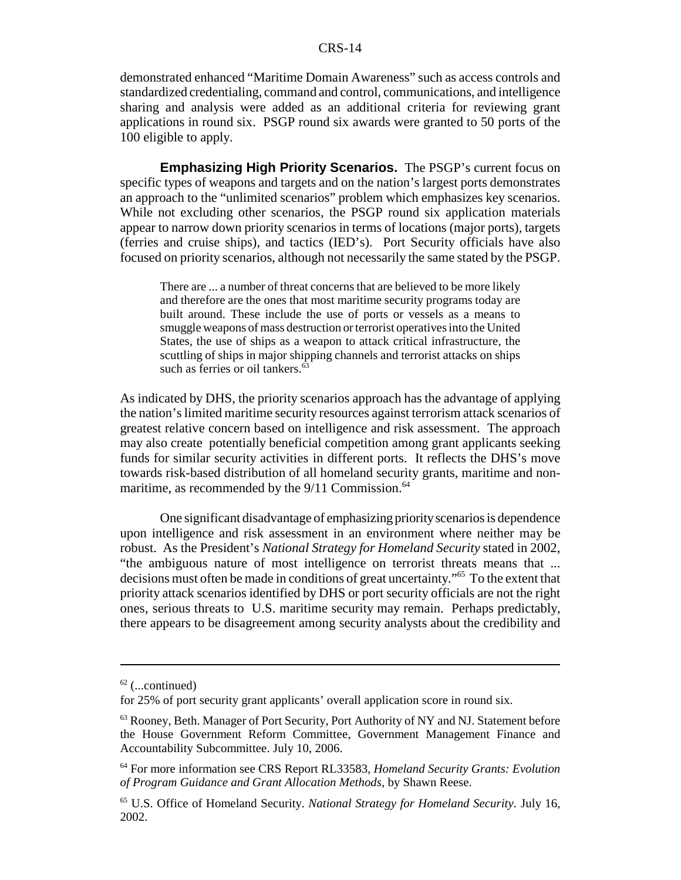demonstrated enhanced "Maritime Domain Awareness" such as access controls and standardized credentialing, command and control, communications, and intelligence sharing and analysis were added as an additional criteria for reviewing grant applications in round six. PSGP round six awards were granted to 50 ports of the 100 eligible to apply.

**Emphasizing High Priority Scenarios.** The PSGP's current focus on specific types of weapons and targets and on the nation's largest ports demonstrates an approach to the "unlimited scenarios" problem which emphasizes key scenarios. While not excluding other scenarios, the PSGP round six application materials appear to narrow down priority scenarios in terms of locations (major ports), targets (ferries and cruise ships), and tactics (IED's). Port Security officials have also focused on priority scenarios, although not necessarily the same stated by the PSGP.

> There are ... a number of threat concerns that are believed to be more likely and therefore are the ones that most maritime security programs today are built around. These include the use of ports or vessels as a means to smuggle weapons of mass destruction or terrorist operatives into the United States, the use of ships as a weapon to attack critical infrastructure, the scuttling of ships in major shipping channels and terrorist attacks on ships such as ferries or oil tankers.[63]

As indicated by DHS, the priority scenarios approach has the advantage of applying the nation's limited maritime security resources against terrorism attack scenarios of greatest relative concern based on intelligence and risk assessment. The approach may also create potentially beneficial competition among grant applicants seeking funds for similar security activities in different ports. It reflects the DHS's move towards risk-based distribution of all homeland security grants, maritime and non-maritime, as recommended by the 9/11 Commission.[64]

One significant disadvantage of emphasizing priority scenarios is dependence upon intelligence and risk assessment in an environment where neither may be robust. As the President's *National Strategy for Homeland Security* stated in 2002, "the ambiguous nature of most intelligence on terrorist threats means that ... decisions must often be made in conditions of great uncertainty."[65] To the extent that priority attack scenarios identified by DHS or port security officials are not the right ones, serious threats to U.S. maritime security may remain. Perhaps predictably, there appears to be disagreement among security analysts about the credibility and

---

[62] (...continued)
for 25% of port security grant applicants' overall application score in round six.

[63] Rooney, Beth. Manager of Port Security, Port Authority of NY and NJ. Statement before the House Government Reform Committee, Government Management Finance and Accountability Subcommittee. July 10, 2006.

[64] For more information see CRS Report RL33583, *Homeland Security Grants: Evolution of Program Guidance and Grant Allocation Methods*, by Shawn Reese.

[65] U.S. Office of Homeland Security. *National Strategy for Homeland Security*. July 16, 2002.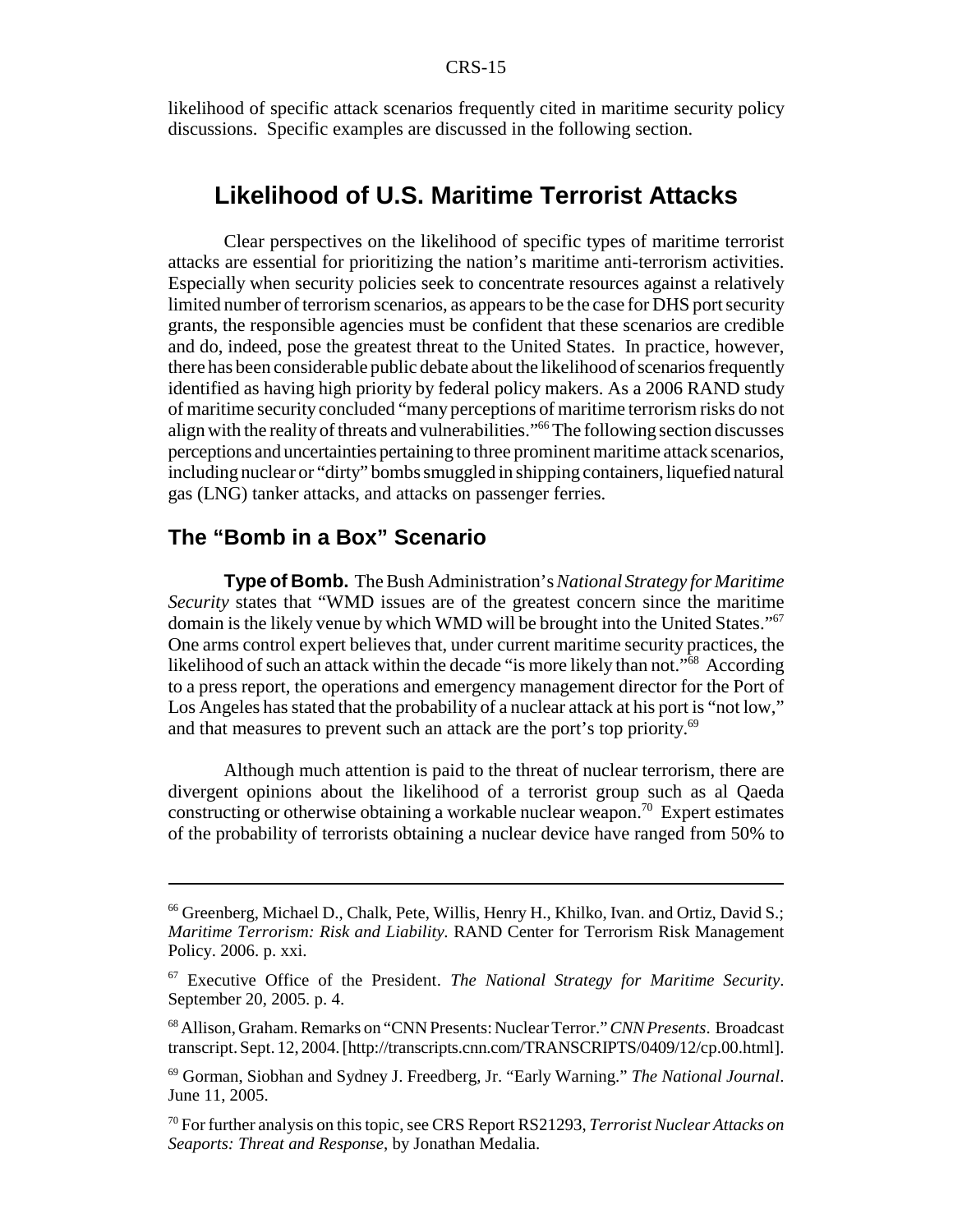likelihood of specific attack scenarios frequently cited in maritime security policy discussions. Specific examples are discussed in the following section.

## Likelihood of U.S. Maritime Terrorist Attacks

Clear perspectives on the likelihood of specific types of maritime terrorist attacks are essential for prioritizing the nation's maritime anti-terrorism activities. Especially when security policies seek to concentrate resources against a relatively limited number of terrorism scenarios, as appears to be the case for DHS port security grants, the responsible agencies must be confident that these scenarios are credible and do, indeed, pose the greatest threat to the United States. In practice, however, there has been considerable public debate about the likelihood of scenarios frequently identified as having high priority by federal policy makers. As a 2006 RAND study of maritime security concluded "many perceptions of maritime terrorism risks do not align with the reality of threats and vulnerabilities."[66] The following section discusses perceptions and uncertainties pertaining to three prominent maritime attack scenarios, including nuclear or "dirty" bombs smuggled in shipping containers, liquefied natural gas (LNG) tanker attacks, and attacks on passenger ferries.

### The "Bomb in a Box" Scenario

**Type of Bomb.** The Bush Administration's *National Strategy for Maritime Security* states that "WMD issues are of the greatest concern since the maritime domain is the likely venue by which WMD will be brought into the United States."[67] One arms control expert believes that, under current maritime security practices, the likelihood of such an attack within the decade "is more likely than not."[68] According to a press report, the operations and emergency management director for the Port of Los Angeles has stated that the probability of a nuclear attack at his port is "not low," and that measures to prevent such an attack are the port's top priority.[69]

Although much attention is paid to the threat of nuclear terrorism, there are divergent opinions about the likelihood of a terrorist group such as al Qaeda constructing or otherwise obtaining a workable nuclear weapon.[70] Expert estimates of the probability of terrorists obtaining a nuclear device have ranged from 50% to

---

[66] Greenberg, Michael D., Chalk, Pete, Willis, Henry H., Khilko, Ivan. and Ortiz, David S.; *Maritime Terrorism: Risk and Liability.* RAND Center for Terrorism Risk Management Policy. 2006. p. xxi.

[67] Executive Office of the President. *The National Strategy for Maritime Security*. September 20, 2005. p. 4.

[68] Allison, Graham. Remarks on "CNN Presents: Nuclear Terror." *CNN Presents*. Broadcast transcript. Sept. 12, 2004. [http://transcripts.cnn.com/TRANSCRIPTS/0409/12/cp.00.html].

[69] Gorman, Siobhan and Sydney J. Freedberg, Jr. "Early Warning." *The National Journal*. June 11, 2005.

[70] For further analysis on this topic, see CRS Report RS21293, *Terrorist Nuclear Attacks on Seaports: Threat and Response*, by Jonathan Medalia.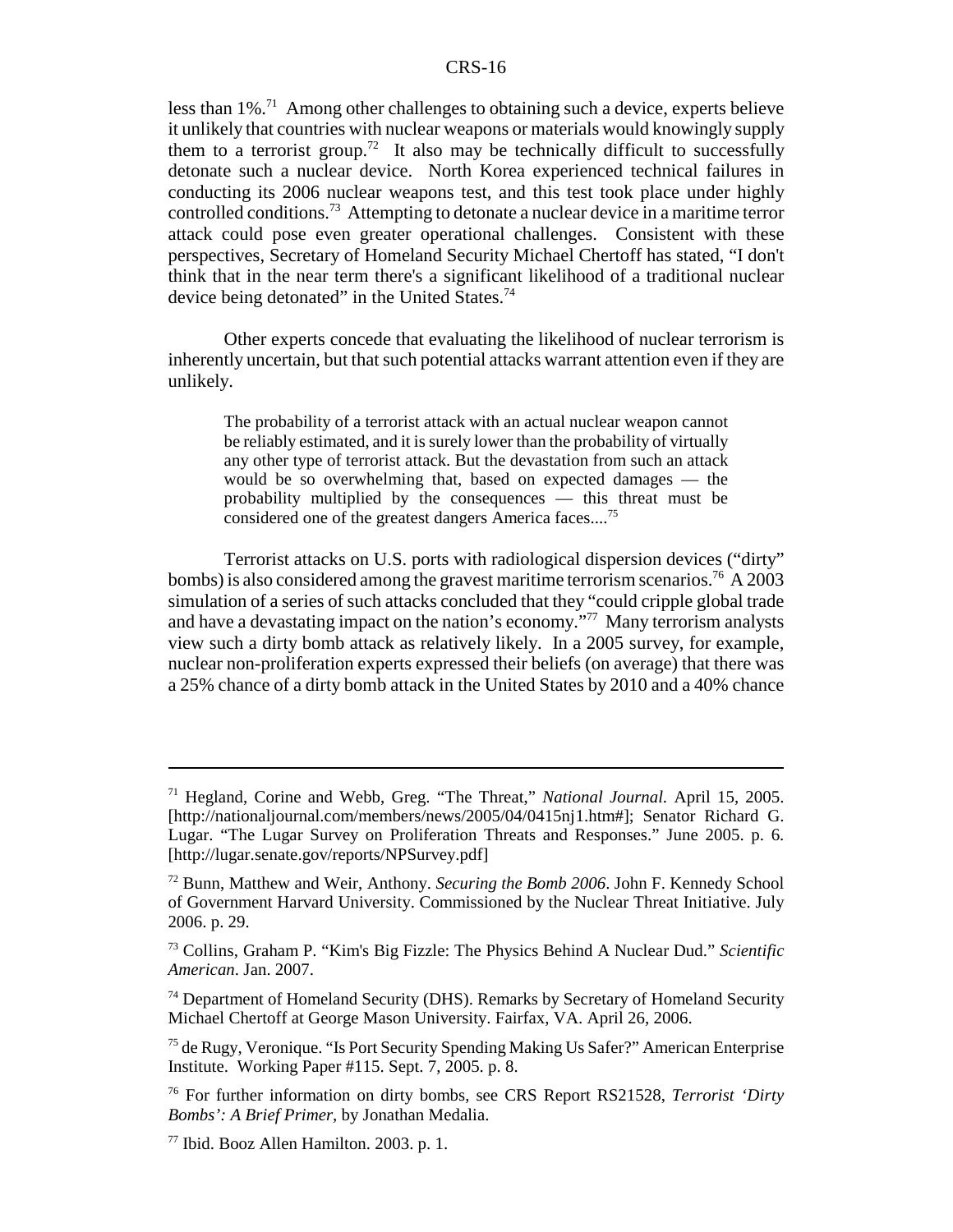less than 1%.[71] Among other challenges to obtaining such a device, experts believe it unlikely that countries with nuclear weapons or materials would knowingly supply them to a terrorist group.[72] It also may be technically difficult to successfully detonate such a nuclear device. North Korea experienced technical failures in conducting its 2006 nuclear weapons test, and this test took place under highly controlled conditions.[73] Attempting to detonate a nuclear device in a maritime terror attack could pose even greater operational challenges. Consistent with these perspectives, Secretary of Homeland Security Michael Chertoff has stated, "I don't think that in the near term there's a significant likelihood of a traditional nuclear device being detonated" in the United States.[74]

Other experts concede that evaluating the likelihood of nuclear terrorism is inherently uncertain, but that such potential attacks warrant attention even if they are unlikely.

> The probability of a terrorist attack with an actual nuclear weapon cannot be reliably estimated, and it is surely lower than the probability of virtually any other type of terrorist attack. But the devastation from such an attack would be so overwhelming that, based on expected damages — the probability multiplied by the consequences — this threat must be considered one of the greatest dangers America faces....[75]

Terrorist attacks on U.S. ports with radiological dispersion devices ("dirty" bombs) is also considered among the gravest maritime terrorism scenarios.[76] A 2003 simulation of a series of such attacks concluded that they "could cripple global trade and have a devastating impact on the nation's economy."[77] Many terrorism analysts view such a dirty bomb attack as relatively likely. In a 2005 survey, for example, nuclear non-proliferation experts expressed their beliefs (on average) that there was a 25% chance of a dirty bomb attack in the United States by 2010 and a 40% chance

---

[71] Hegland, Corine and Webb, Greg. "The Threat," *National Journal*. April 15, 2005. [http://nationaljournal.com/members/news/2005/04/0415nj1.htm#]; Senator Richard G. Lugar. "The Lugar Survey on Proliferation Threats and Responses." June 2005. p. 6. [http://lugar.senate.gov/reports/NPSurvey.pdf]

[72] Bunn, Matthew and Weir, Anthony. *Securing the Bomb 2006*. John F. Kennedy School of Government Harvard University. Commissioned by the Nuclear Threat Initiative. July 2006. p. 29.

[73] Collins, Graham P. "Kim's Big Fizzle: The Physics Behind A Nuclear Dud." *Scientific American*. Jan. 2007.

[74] Department of Homeland Security (DHS). Remarks by Secretary of Homeland Security Michael Chertoff at George Mason University. Fairfax, VA. April 26, 2006.

[75] de Rugy, Veronique. "Is Port Security Spending Making Us Safer?" American Enterprise Institute. Working Paper #115. Sept. 7, 2005. p. 8.

[76] For further information on dirty bombs, see CRS Report RS21528, *Terrorist 'Dirty Bombs': A Brief Primer*, by Jonathan Medalia.

[77] Ibid. Booz Allen Hamilton. 2003. p. 1.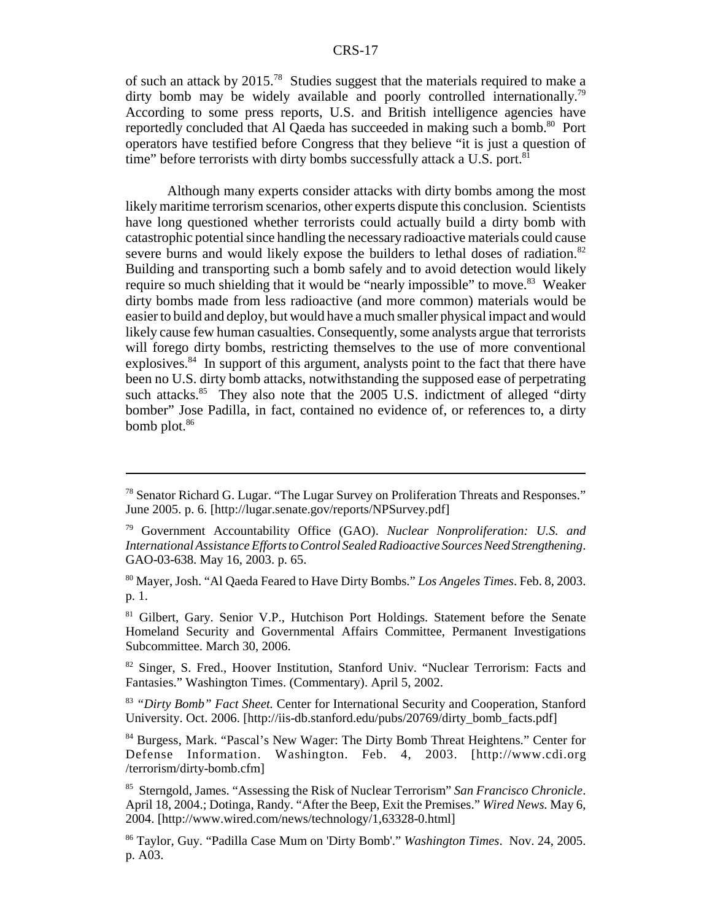of such an attack by 2015.[78] Studies suggest that the materials required to make a dirty bomb may be widely available and poorly controlled internationally.[79] According to some press reports, U.S. and British intelligence agencies have reportedly concluded that Al Qaeda has succeeded in making such a bomb.[80] Port operators have testified before Congress that they believe "it is just a question of time" before terrorists with dirty bombs successfully attack a U.S. port.[81]

Although many experts consider attacks with dirty bombs among the most likely maritime terrorism scenarios, other experts dispute this conclusion. Scientists have long questioned whether terrorists could actually build a dirty bomb with catastrophic potential since handling the necessary radioactive materials could cause severe burns and would likely expose the builders to lethal doses of radiation.[82] Building and transporting such a bomb safely and to avoid detection would likely require so much shielding that it would be "nearly impossible" to move.[83] Weaker dirty bombs made from less radioactive (and more common) materials would be easier to build and deploy, but would have a much smaller physical impact and would likely cause few human casualties. Consequently, some analysts argue that terrorists will forego dirty bombs, restricting themselves to the use of more conventional explosives.[84] In support of this argument, analysts point to the fact that there have been no U.S. dirty bomb attacks, notwithstanding the supposed ease of perpetrating such attacks.[85] They also note that the 2005 U.S. indictment of alleged "dirty bomber" Jose Padilla, in fact, contained no evidence of, or references to, a dirty bomb plot.[86]

---

[78] Senator Richard G. Lugar. "The Lugar Survey on Proliferation Threats and Responses." June 2005. p. 6. [http://lugar.senate.gov/reports/NPSurvey.pdf]

[79] Government Accountability Office (GAO). *Nuclear Nonproliferation: U.S. and International Assistance Efforts to Control Sealed Radioactive Sources Need Strengthening*. GAO-03-638. May 16, 2003. p. 65.

[80] Mayer, Josh. "Al Qaeda Feared to Have Dirty Bombs." *Los Angeles Times*. Feb. 8, 2003. p. 1.

[81] Gilbert, Gary. Senior V.P., Hutchison Port Holdings. Statement before the Senate Homeland Security and Governmental Affairs Committee, Permanent Investigations Subcommittee. March 30, 2006.

[82] Singer, S. Fred., Hoover Institution, Stanford Univ. "Nuclear Terrorism: Facts and Fantasies." Washington Times. (Commentary). April 5, 2002.

[83] *"Dirty Bomb" Fact Sheet.* Center for International Security and Cooperation, Stanford University. Oct. 2006. [http://iis-db.stanford.edu/pubs/20769/dirty_bomb_facts.pdf]

[84] Burgess, Mark. "Pascal's New Wager: The Dirty Bomb Threat Heightens." Center for Defense Information. Washington. Feb. 4, 2003. [http://www.cdi.org/terrorism/dirty-bomb.cfm]

[85] Sterngold, James. "Assessing the Risk of Nuclear Terrorism" *San Francisco Chronicle*. April 18, 2004.; Dotinga, Randy. "After the Beep, Exit the Premises." *Wired News*. May 6, 2004. [http://www.wired.com/news/technology/1,63328-0.html]

[86] Taylor, Guy. "Padilla Case Mum on 'Dirty Bomb'." *Washington Times*. Nov. 24, 2005. p. A03.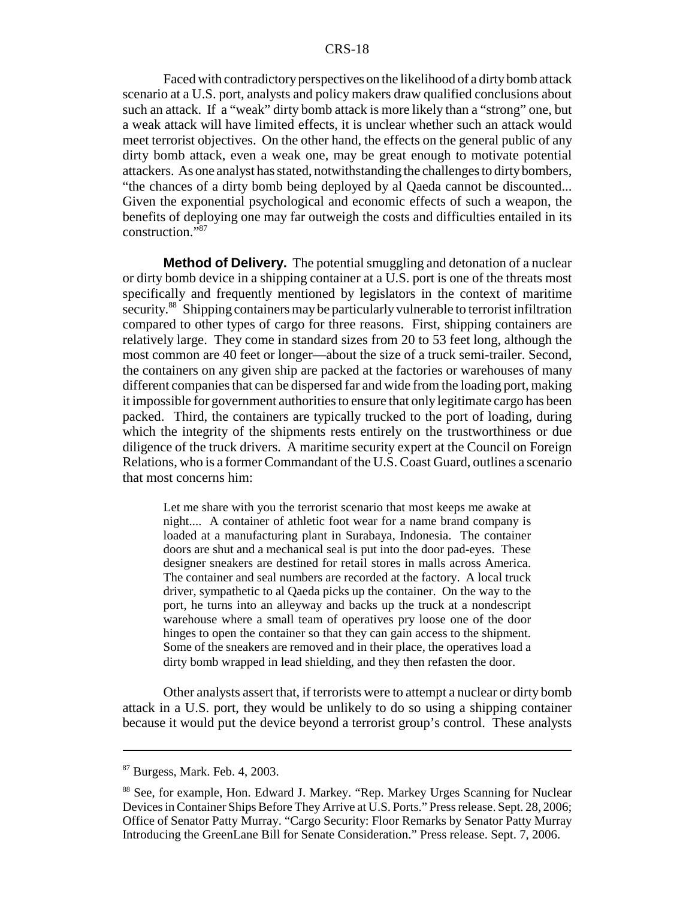Faced with contradictory perspectives on the likelihood of a dirty bomb attack scenario at a U.S. port, analysts and policy makers draw qualified conclusions about such an attack. If a "weak" dirty bomb attack is more likely than a "strong" one, but a weak attack will have limited effects, it is unclear whether such an attack would meet terrorist objectives. On the other hand, the effects on the general public of any dirty bomb attack, even a weak one, may be great enough to motivate potential attackers. As one analyst has stated, notwithstanding the challenges to dirty bombers, "the chances of a dirty bomb being deployed by al Qaeda cannot be discounted... Given the exponential psychological and economic effects of such a weapon, the benefits of deploying one may far outweigh the costs and difficulties entailed in its construction."[87]

**Method of Delivery.** The potential smuggling and detonation of a nuclear or dirty bomb device in a shipping container at a U.S. port is one of the threats most specifically and frequently mentioned by legislators in the context of maritime security.[88] Shipping containers may be particularly vulnerable to terrorist infiltration compared to other types of cargo for three reasons. First, shipping containers are relatively large. They come in standard sizes from 20 to 53 feet long, although the most common are 40 feet or longer—about the size of a truck semi-trailer. Second, the containers on any given ship are packed at the factories or warehouses of many different companies that can be dispersed far and wide from the loading port, making it impossible for government authorities to ensure that only legitimate cargo has been packed. Third, the containers are typically trucked to the port of loading, during which the integrity of the shipments rests entirely on the trustworthiness or due diligence of the truck drivers. A maritime security expert at the Council on Foreign Relations, who is a former Commandant of the U.S. Coast Guard, outlines a scenario that most concerns him:

> Let me share with you the terrorist scenario that most keeps me awake at night.... A container of athletic foot wear for a name brand company is loaded at a manufacturing plant in Surabaya, Indonesia. The container doors are shut and a mechanical seal is put into the door pad-eyes. These designer sneakers are destined for retail stores in malls across America. The container and seal numbers are recorded at the factory. A local truck driver, sympathetic to al Qaeda picks up the container. On the way to the port, he turns into an alleyway and backs up the truck at a nondescript warehouse where a small team of operatives pry loose one of the door hinges to open the container so that they can gain access to the shipment. Some of the sneakers are removed and in their place, the operatives load a dirty bomb wrapped in lead shielding, and they then refasten the door.

Other analysts assert that, if terrorists were to attempt a nuclear or dirty bomb attack in a U.S. port, they would be unlikely to do so using a shipping container because it would put the device beyond a terrorist group's control. These analysts

---

[87] Burgess, Mark. Feb. 4, 2003.

[88] See, for example, Hon. Edward J. Markey. "Rep. Markey Urges Scanning for Nuclear Devices in Container Ships Before They Arrive at U.S. Ports." Press release. Sept. 28, 2006; Office of Senator Patty Murray. "Cargo Security: Floor Remarks by Senator Patty Murray Introducing the GreenLane Bill for Senate Consideration." Press release. Sept. 7, 2006.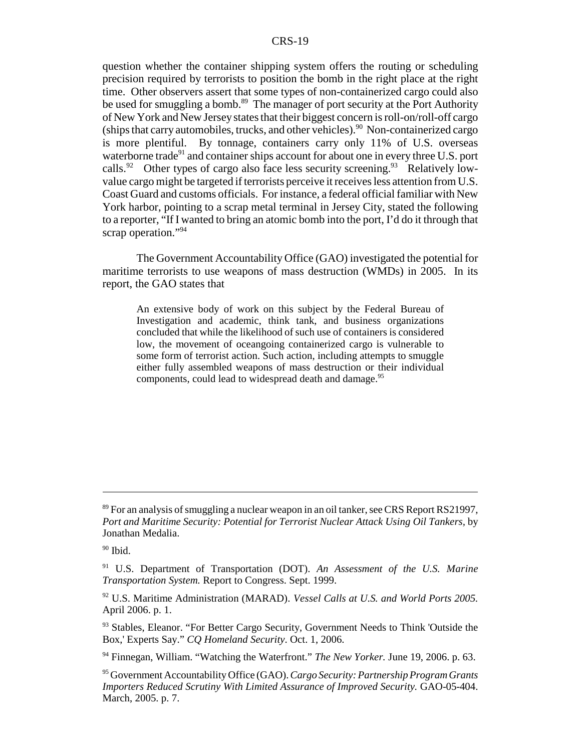question whether the container shipping system offers the routing or scheduling precision required by terrorists to position the bomb in the right place at the right time. Other observers assert that some types of non-containerized cargo could also be used for smuggling a bomb.[89] The manager of port security at the Port Authority of New York and New Jersey states that their biggest concern is roll-on/roll-off cargo (ships that carry automobiles, trucks, and other vehicles).[90] Non-containerized cargo is more plentiful. By tonnage, containers carry only 11% of U.S. overseas waterborne trade[91] and container ships account for about one in every three U.S. port calls.[92] Other types of cargo also face less security screening.[93] Relatively low-value cargo might be targeted if terrorists perceive it receives less attention from U.S. Coast Guard and customs officials. For instance, a federal official familiar with New York harbor, pointing to a scrap metal terminal in Jersey City, stated the following to a reporter, "If I wanted to bring an atomic bomb into the port, I'd do it through that scrap operation."[94]

The Government Accountability Office (GAO) investigated the potential for maritime terrorists to use weapons of mass destruction (WMDs) in 2005. In its report, the GAO states that

> An extensive body of work on this subject by the Federal Bureau of Investigation and academic, think tank, and business organizations concluded that while the likelihood of such use of containers is considered low, the movement of oceangoing containerized cargo is vulnerable to some form of terrorist action. Such action, including attempts to smuggle either fully assembled weapons of mass destruction or their individual components, could lead to widespread death and damage.[95]

---

[89] For an analysis of smuggling a nuclear weapon in an oil tanker, see CRS Report RS21997, *Port and Maritime Security: Potential for Terrorist Nuclear Attack Using Oil Tankers*, by Jonathan Medalia.

[90] Ibid.

[91] U.S. Department of Transportation (DOT). *An Assessment of the U.S. Marine Transportation System.* Report to Congress. Sept. 1999.

[92] U.S. Maritime Administration (MARAD). *Vessel Calls at U.S. and World Ports 2005.* April 2006. p. 1.

[93] Stables, Eleanor. "For Better Cargo Security, Government Needs to Think 'Outside the Box,' Experts Say." *CQ Homeland Security*. Oct. 1, 2006.

[94] Finnegan, William. "Watching the Waterfront." *The New Yorker.* June 19, 2006. p. 63.

[95] Government Accountability Office (GAO). *Cargo Security: Partnership Program Grants Importers Reduced Scrutiny With Limited Assurance of Improved Security.* GAO-05-404. March, 2005. p. 7.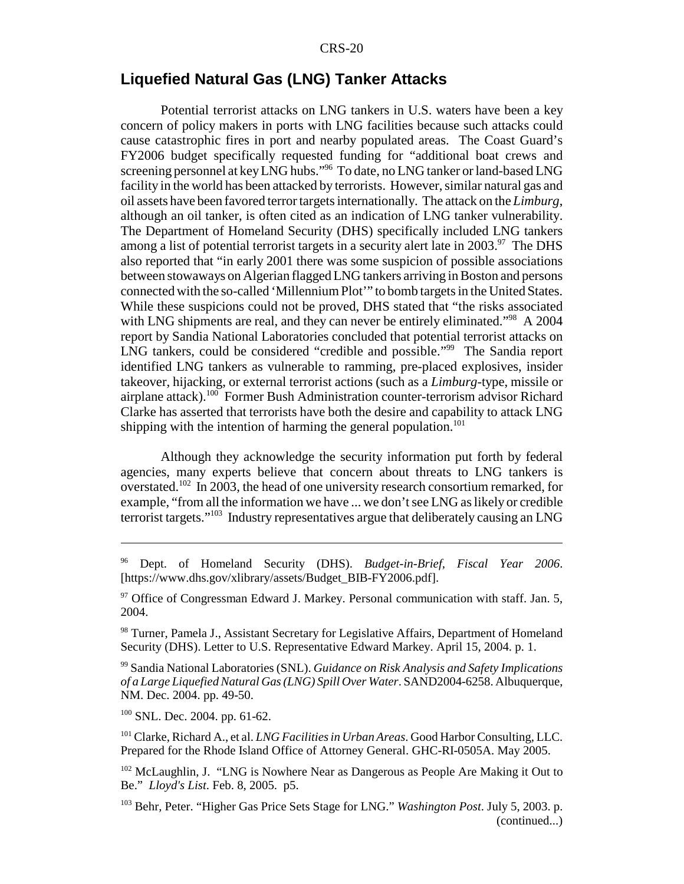## Liquefied Natural Gas (LNG) Tanker Attacks

Potential terrorist attacks on LNG tankers in U.S. waters have been a key concern of policy makers in ports with LNG facilities because such attacks could cause catastrophic fires in port and nearby populated areas. The Coast Guard's FY2006 budget specifically requested funding for "additional boat crews and screening personnel at key LNG hubs."[96] To date, no LNG tanker or land-based LNG facility in the world has been attacked by terrorists. However, similar natural gas and oil assets have been favored terror targets internationally. The attack on the *Limburg*, although an oil tanker, is often cited as an indication of LNG tanker vulnerability. The Department of Homeland Security (DHS) specifically included LNG tankers among a list of potential terrorist targets in a security alert late in 2003.[97] The DHS also reported that "in early 2001 there was some suspicion of possible associations between stowaways on Algerian flagged LNG tankers arriving in Boston and persons connected with the so-called 'Millennium Plot'" to bomb targets in the United States. While these suspicions could not be proved, DHS stated that "the risks associated with LNG shipments are real, and they can never be entirely eliminated."[98] A 2004 report by Sandia National Laboratories concluded that potential terrorist attacks on LNG tankers, could be considered "credible and possible."[99] The Sandia report identified LNG tankers as vulnerable to ramming, pre-placed explosives, insider takeover, hijacking, or external terrorist actions (such as a *Limburg*-type, missile or airplane attack).[100] Former Bush Administration counter-terrorism advisor Richard Clarke has asserted that terrorists have both the desire and capability to attack LNG shipping with the intention of harming the general population.[101]

Although they acknowledge the security information put forth by federal agencies, many experts believe that concern about threats to LNG tankers is overstated.[102] In 2003, the head of one university research consortium remarked, for example, "from all the information we have ... we don't see LNG as likely or credible terrorist targets."[103] Industry representatives argue that deliberately causing an LNG

---

[96] Dept. of Homeland Security (DHS). *Budget-in-Brief, Fiscal Year 2006*. [https://www.dhs.gov/xlibrary/assets/Budget_BIB-FY2006.pdf].

[97] Office of Congressman Edward J. Markey. Personal communication with staff. Jan. 5, 2004.

[98] Turner, Pamela J., Assistant Secretary for Legislative Affairs, Department of Homeland Security (DHS). Letter to U.S. Representative Edward Markey. April 15, 2004. p. 1.

[99] Sandia National Laboratories (SNL). *Guidance on Risk Analysis and Safety Implications of a Large Liquefied Natural Gas (LNG) Spill Over Water*. SAND2004-6258. Albuquerque, NM. Dec. 2004. pp. 49-50.

[100] SNL. Dec. 2004. pp. 61-62.

[101] Clarke, Richard A., et al. *LNG Facilities in Urban Areas*. Good Harbor Consulting, LLC. Prepared for the Rhode Island Office of Attorney General. GHC-RI-0505A. May 2005.

[102] McLaughlin, J. "LNG is Nowhere Near as Dangerous as People Are Making it Out to Be." *Lloyd's List*. Feb. 8, 2005. p5.

[103] Behr, Peter. "Higher Gas Price Sets Stage for LNG." *Washington Post*. July 5, 2003. p. (continued...)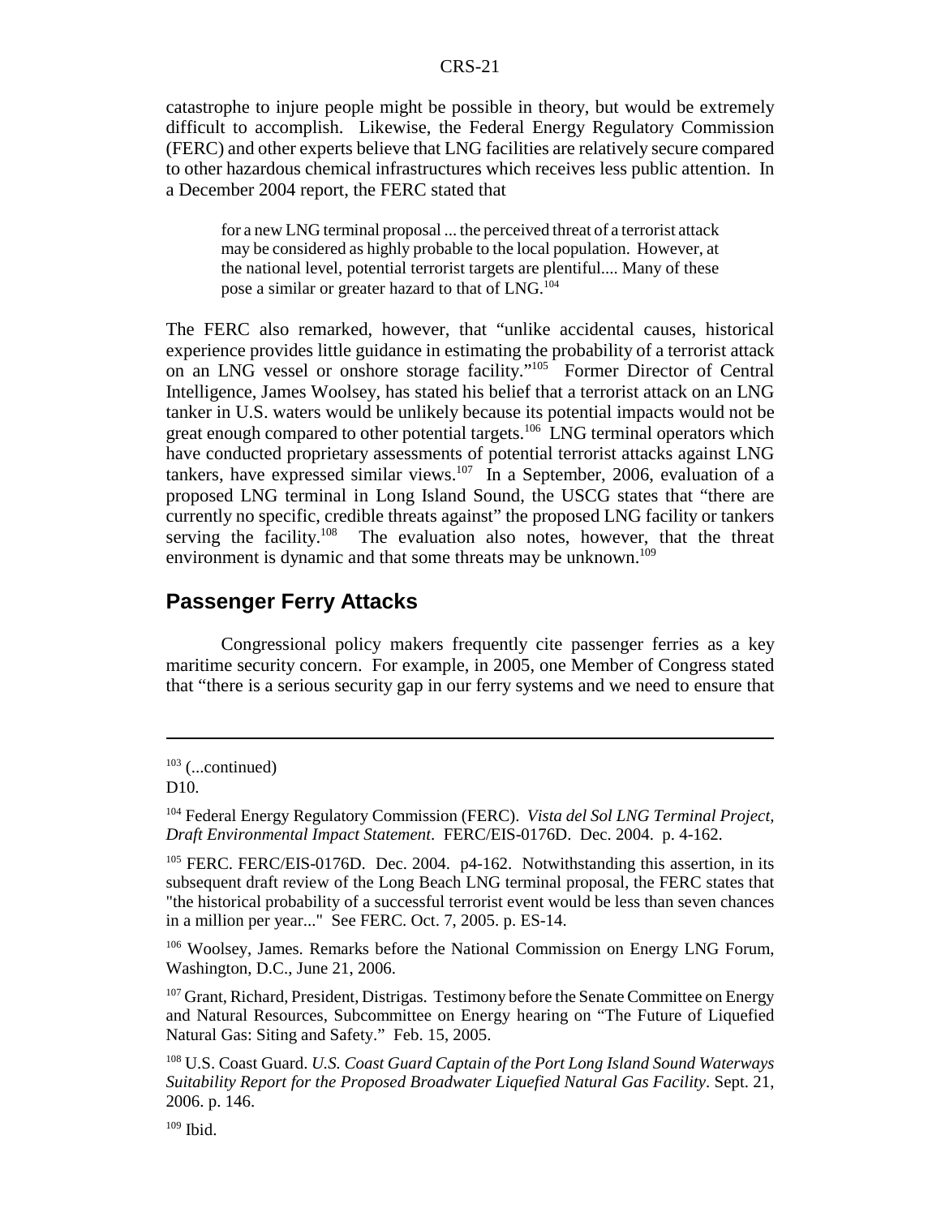catastrophe to injure people might be possible in theory, but would be extremely difficult to accomplish. Likewise, the Federal Energy Regulatory Commission (FERC) and other experts believe that LNG facilities are relatively secure compared to other hazardous chemical infrastructures which receives less public attention. In a December 2004 report, the FERC stated that

> for a new LNG terminal proposal ... the perceived threat of a terrorist attack may be considered as highly probable to the local population. However, at the national level, potential terrorist targets are plentiful.... Many of these pose a similar or greater hazard to that of LNG.[104]

The FERC also remarked, however, that "unlike accidental causes, historical experience provides little guidance in estimating the probability of a terrorist attack on an LNG vessel or onshore storage facility."[105] Former Director of Central Intelligence, James Woolsey, has stated his belief that a terrorist attack on an LNG tanker in U.S. waters would be unlikely because its potential impacts would not be great enough compared to other potential targets.[106] LNG terminal operators which have conducted proprietary assessments of potential terrorist attacks against LNG tankers, have expressed similar views.[107] In a September, 2006, evaluation of a proposed LNG terminal in Long Island Sound, the USCG states that "there are currently no specific, credible threats against" the proposed LNG facility or tankers serving the facility.[108] The evaluation also notes, however, that the threat environment is dynamic and that some threats may be unknown.[109]

## Passenger Ferry Attacks

Congressional policy makers frequently cite passenger ferries as a key maritime security concern. For example, in 2005, one Member of Congress stated that "there is a serious security gap in our ferry systems and we need to ensure that

---

[103] (...continued)
D10.

[104] Federal Energy Regulatory Commission (FERC). *Vista del Sol LNG Terminal Project, Draft Environmental Impact Statement*. FERC/EIS-0176D. Dec. 2004. p. 4-162.

[105] FERC. FERC/EIS-0176D. Dec. 2004. p4-162. Notwithstanding this assertion, in its subsequent draft review of the Long Beach LNG terminal proposal, the FERC states that "the historical probability of a successful terrorist event would be less than seven chances in a million per year..." See FERC. Oct. 7, 2005. p. ES-14.

[106] Woolsey, James. Remarks before the National Commission on Energy LNG Forum, Washington, D.C., June 21, 2006.

[107] Grant, Richard, President, Distrigas. Testimony before the Senate Committee on Energy and Natural Resources, Subcommittee on Energy hearing on "The Future of Liquefied Natural Gas: Siting and Safety." Feb. 15, 2005.

[108] U.S. Coast Guard. *U.S. Coast Guard Captain of the Port Long Island Sound Waterways Suitability Report for the Proposed Broadwater Liquefied Natural Gas Facility*. Sept. 21, 2006. p. 146.

[109] Ibid.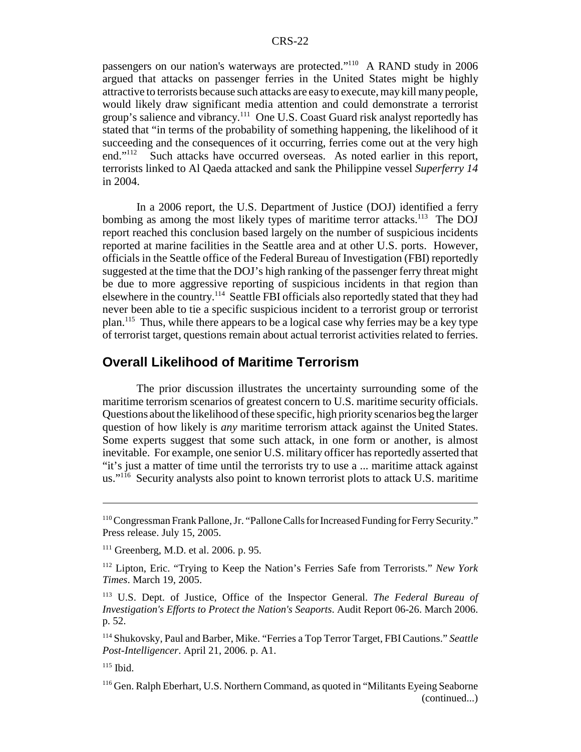passengers on our nation's waterways are protected."[110] A RAND study in 2006 argued that attacks on passenger ferries in the United States might be highly attractive to terrorists because such attacks are easy to execute, may kill many people, would likely draw significant media attention and could demonstrate a terrorist group's salience and vibrancy.[111] One U.S. Coast Guard risk analyst reportedly has stated that "in terms of the probability of something happening, the likelihood of it succeeding and the consequences of it occurring, ferries come out at the very high end."[112] Such attacks have occurred overseas. As noted earlier in this report, terrorists linked to Al Qaeda attacked and sank the Philippine vessel *Superferry 14* in 2004.

In a 2006 report, the U.S. Department of Justice (DOJ) identified a ferry bombing as among the most likely types of maritime terror attacks.[113] The DOJ report reached this conclusion based largely on the number of suspicious incidents reported at marine facilities in the Seattle area and at other U.S. ports. However, officials in the Seattle office of the Federal Bureau of Investigation (FBI) reportedly suggested at the time that the DOJ's high ranking of the passenger ferry threat might be due to more aggressive reporting of suspicious incidents in that region than elsewhere in the country.[114] Seattle FBI officials also reportedly stated that they had never been able to tie a specific suspicious incident to a terrorist group or terrorist plan.[115] Thus, while there appears to be a logical case why ferries may be a key type of terrorist target, questions remain about actual terrorist activities related to ferries.

## Overall Likelihood of Maritime Terrorism

The prior discussion illustrates the uncertainty surrounding some of the maritime terrorism scenarios of greatest concern to U.S. maritime security officials. Questions about the likelihood of these specific, high priority scenarios beg the larger question of how likely is *any* maritime terrorism attack against the United States. Some experts suggest that some such attack, in one form or another, is almost inevitable. For example, one senior U.S. military officer has reportedly asserted that "it's just a matter of time until the terrorists try to use a ... maritime attack against us."[116] Security analysts also point to known terrorist plots to attack U.S. maritime

---

[110] Congressman Frank Pallone, Jr. "Pallone Calls for Increased Funding for Ferry Security." Press release. July 15, 2005.

[111] Greenberg, M.D. et al. 2006. p. 95.

[112] Lipton, Eric. "Trying to Keep the Nation's Ferries Safe from Terrorists." *New York Times*. March 19, 2005.

[113] U.S. Dept. of Justice, Office of the Inspector General. *The Federal Bureau of Investigation's Efforts to Protect the Nation's Seaports*. Audit Report 06-26. March 2006. p. 52.

[114] Shukovsky, Paul and Barber, Mike. "Ferries a Top Terror Target, FBI Cautions." *Seattle Post-Intelligencer*. April 21, 2006. p. A1.

[115] Ibid.

[116] Gen. Ralph Eberhart, U.S. Northern Command, as quoted in "Militants Eyeing Seaborne (continued...)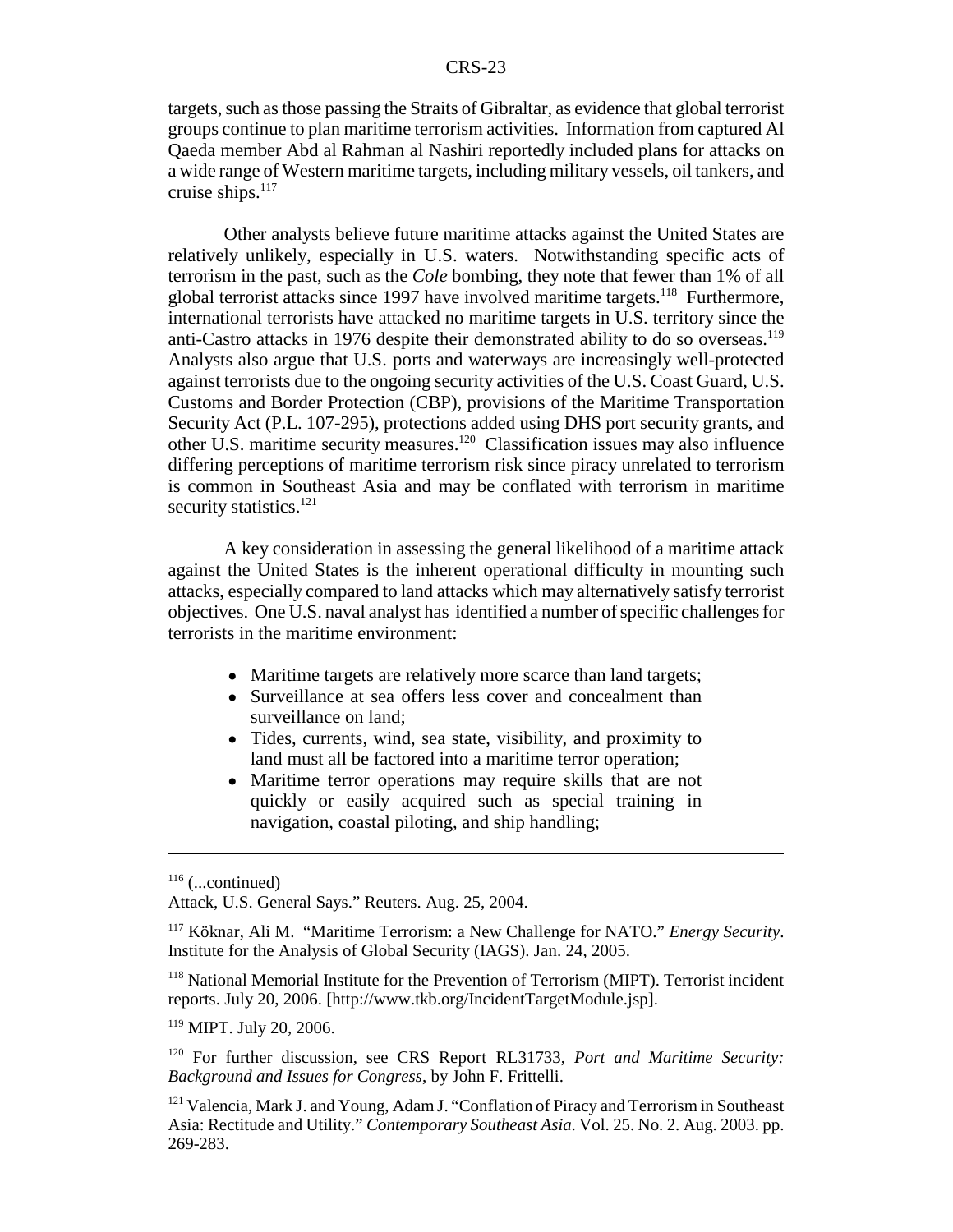targets, such as those passing the Straits of Gibraltar, as evidence that global terrorist groups continue to plan maritime terrorism activities. Information from captured Al Qaeda member Abd al Rahman al Nashiri reportedly included plans for attacks on a wide range of Western maritime targets, including military vessels, oil tankers, and cruise ships.[117]

Other analysts believe future maritime attacks against the United States are relatively unlikely, especially in U.S. waters. Notwithstanding specific acts of terrorism in the past, such as the *Cole* bombing, they note that fewer than 1% of all global terrorist attacks since 1997 have involved maritime targets.[118] Furthermore, international terrorists have attacked no maritime targets in U.S. territory since the anti-Castro attacks in 1976 despite their demonstrated ability to do so overseas.[119] Analysts also argue that U.S. ports and waterways are increasingly well-protected against terrorists due to the ongoing security activities of the U.S. Coast Guard, U.S. Customs and Border Protection (CBP), provisions of the Maritime Transportation Security Act (P.L. 107-295), protections added using DHS port security grants, and other U.S. maritime security measures.[120] Classification issues may also influence differing perceptions of maritime terrorism risk since piracy unrelated to terrorism is common in Southeast Asia and may be conflated with terrorism in maritime security statistics.[121]

A key consideration in assessing the general likelihood of a maritime attack against the United States is the inherent operational difficulty in mounting such attacks, especially compared to land attacks which may alternatively satisfy terrorist objectives. One U.S. naval analyst has identified a number of specific challenges for terrorists in the maritime environment:

- Maritime targets are relatively more scarce than land targets;
- Surveillance at sea offers less cover and concealment than surveillance on land;
- Tides, currents, wind, sea state, visibility, and proximity to land must all be factored into a maritime terror operation;
- Maritime terror operations may require skills that are not quickly or easily acquired such as special training in navigation, coastal piloting, and ship handling;

---

[116] (...continued)
Attack, U.S. General Says." Reuters. Aug. 25, 2004.

[117] Köknar, Ali M. "Maritime Terrorism: a New Challenge for NATO." *Energy Security*. Institute for the Analysis of Global Security (IAGS). Jan. 24, 2005.

[118] National Memorial Institute for the Prevention of Terrorism (MIPT). Terrorist incident reports. July 20, 2006. [http://www.tkb.org/IncidentTargetModule.jsp].

[119] MIPT. July 20, 2006.

[120] For further discussion, see CRS Report RL31733, *Port and Maritime Security: Background and Issues for Congress*, by John F. Frittelli.

[121] Valencia, Mark J. and Young, Adam J. "Conflation of Piracy and Terrorism in Southeast Asia: Rectitude and Utility." *Contemporary Southeast Asia*. Vol. 25. No. 2. Aug. 2003. pp. 269-283.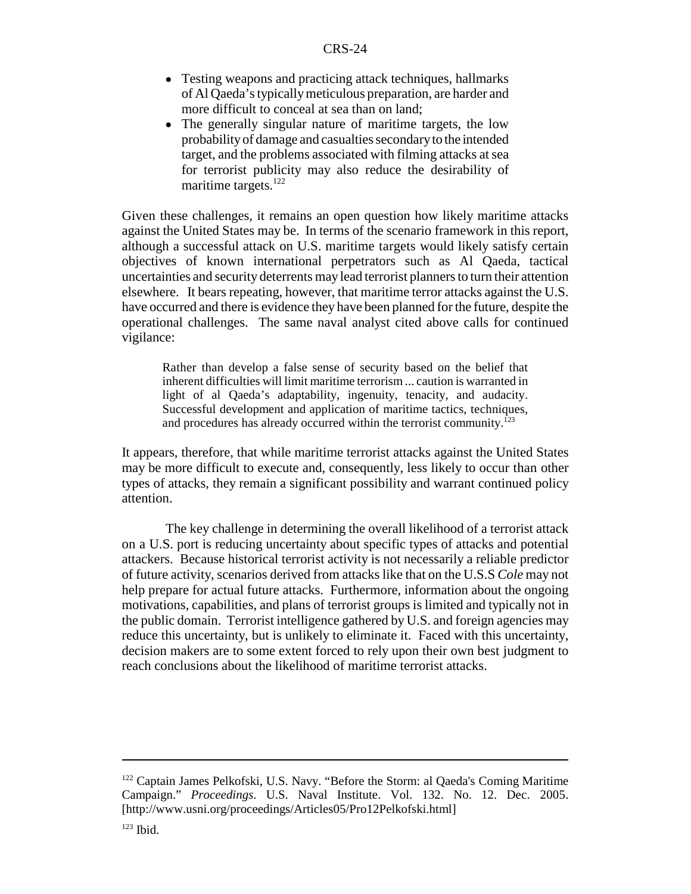- Testing weapons and practicing attack techniques, hallmarks of Al Qaeda's typically meticulous preparation, are harder and more difficult to conceal at sea than on land;
- The generally singular nature of maritime targets, the low probability of damage and casualties secondary to the intended target, and the problems associated with filming attacks at sea for terrorist publicity may also reduce the desirability of maritime targets.[122]

Given these challenges, it remains an open question how likely maritime attacks against the United States may be. In terms of the scenario framework in this report, although a successful attack on U.S. maritime targets would likely satisfy certain objectives of known international perpetrators such as Al Qaeda, tactical uncertainties and security deterrents may lead terrorist planners to turn their attention elsewhere. It bears repeating, however, that maritime terror attacks against the U.S. have occurred and there is evidence they have been planned for the future, despite the operational challenges. The same naval analyst cited above calls for continued vigilance:

> Rather than develop a false sense of security based on the belief that inherent difficulties will limit maritime terrorism ... caution is warranted in light of al Qaeda's adaptability, ingenuity, tenacity, and audacity. Successful development and application of maritime tactics, techniques, and procedures has already occurred within the terrorist community.[123]

It appears, therefore, that while maritime terrorist attacks against the United States may be more difficult to execute and, consequently, less likely to occur than other types of attacks, they remain a significant possibility and warrant continued policy attention.

The key challenge in determining the overall likelihood of a terrorist attack on a U.S. port is reducing uncertainty about specific types of attacks and potential attackers. Because historical terrorist activity is not necessarily a reliable predictor of future activity, scenarios derived from attacks like that on the U.S.S *Cole* may not help prepare for actual future attacks. Furthermore, information about the ongoing motivations, capabilities, and plans of terrorist groups is limited and typically not in the public domain. Terrorist intelligence gathered by U.S. and foreign agencies may reduce this uncertainty, but is unlikely to eliminate it. Faced with this uncertainty, decision makers are to some extent forced to rely upon their own best judgment to reach conclusions about the likelihood of maritime terrorist attacks.

---

[122] Captain James Pelkofski, U.S. Navy. "Before the Storm: al Qaeda's Coming Maritime Campaign." *Proceedings*. U.S. Naval Institute. Vol. 132. No. 12. Dec. 2005. [http://www.usni.org/proceedings/Articles05/Pro12Pelkofski.html]

[123] Ibid.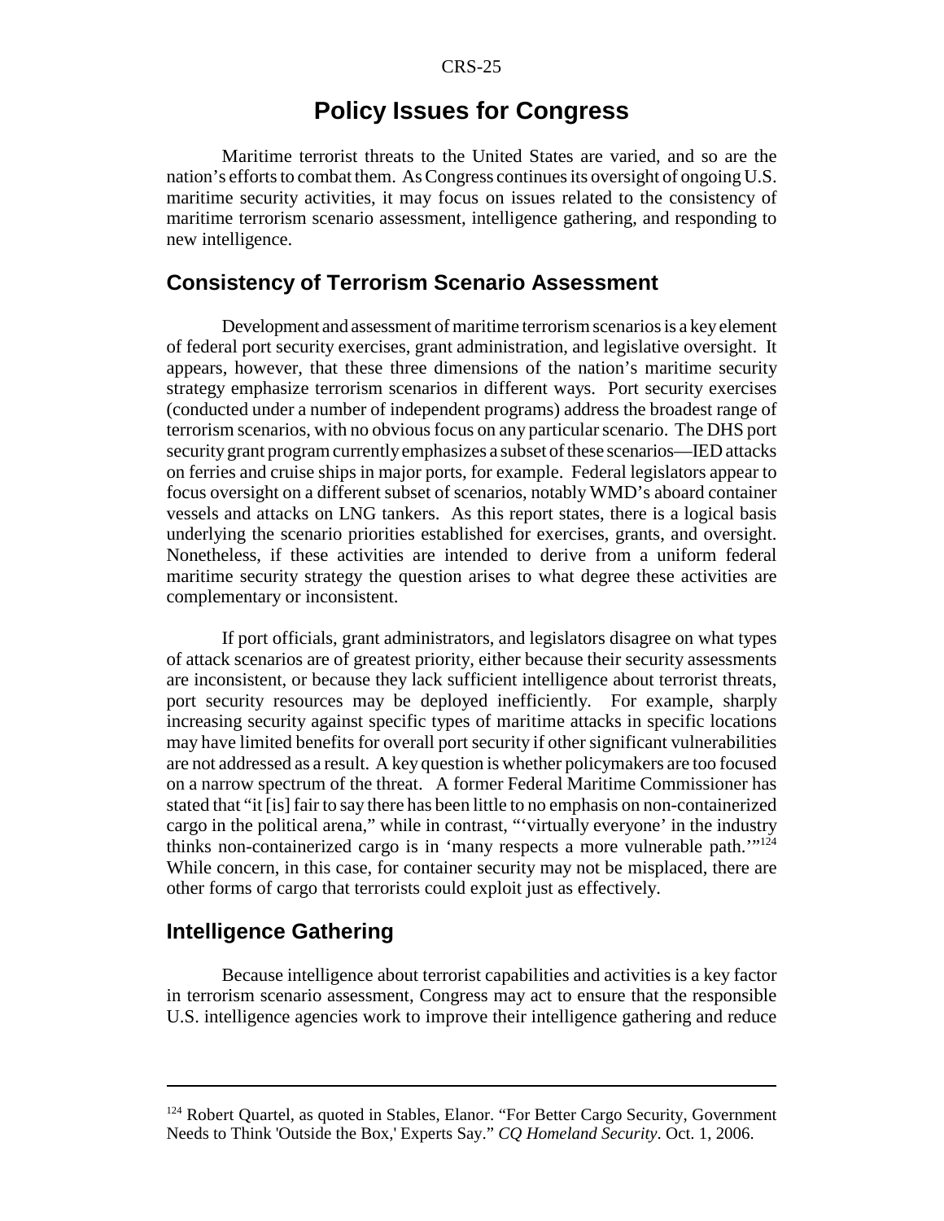# Policy Issues for Congress

Maritime terrorist threats to the United States are varied, and so are the nation's efforts to combat them. As Congress continues its oversight of ongoing U.S. maritime security activities, it may focus on issues related to the consistency of maritime terrorism scenario assessment, intelligence gathering, and responding to new intelligence.

## Consistency of Terrorism Scenario Assessment

Development and assessment of maritime terrorism scenarios is a key element of federal port security exercises, grant administration, and legislative oversight. It appears, however, that these three dimensions of the nation's maritime security strategy emphasize terrorism scenarios in different ways. Port security exercises (conducted under a number of independent programs) address the broadest range of terrorism scenarios, with no obvious focus on any particular scenario. The DHS port security grant program currently emphasizes a subset of these scenarios—IED attacks on ferries and cruise ships in major ports, for example. Federal legislators appear to focus oversight on a different subset of scenarios, notably WMD's aboard container vessels and attacks on LNG tankers. As this report states, there is a logical basis underlying the scenario priorities established for exercises, grants, and oversight. Nonetheless, if these activities are intended to derive from a uniform federal maritime security strategy the question arises to what degree these activities are complementary or inconsistent.

If port officials, grant administrators, and legislators disagree on what types of attack scenarios are of greatest priority, either because their security assessments are inconsistent, or because they lack sufficient intelligence about terrorist threats, port security resources may be deployed inefficiently. For example, sharply increasing security against specific types of maritime attacks in specific locations may have limited benefits for overall port security if other significant vulnerabilities are not addressed as a result. A key question is whether policymakers are too focused on a narrow spectrum of the threat. A former Federal Maritime Commissioner has stated that "it [is] fair to say there has been little to no emphasis on non-containerized cargo in the political arena," while in contrast, "'virtually everyone' in the industry thinks non-containerized cargo is in 'many respects a more vulnerable path.'"[124] While concern, in this case, for container security may not be misplaced, there are other forms of cargo that terrorists could exploit just as effectively.

## Intelligence Gathering

Because intelligence about terrorist capabilities and activities is a key factor in terrorism scenario assessment, Congress may act to ensure that the responsible U.S. intelligence agencies work to improve their intelligence gathering and reduce

---

[124] Robert Quartel, as quoted in Stables, Elanor. "For Better Cargo Security, Government Needs to Think 'Outside the Box,' Experts Say." *CQ Homeland Security*. Oct. 1, 2006.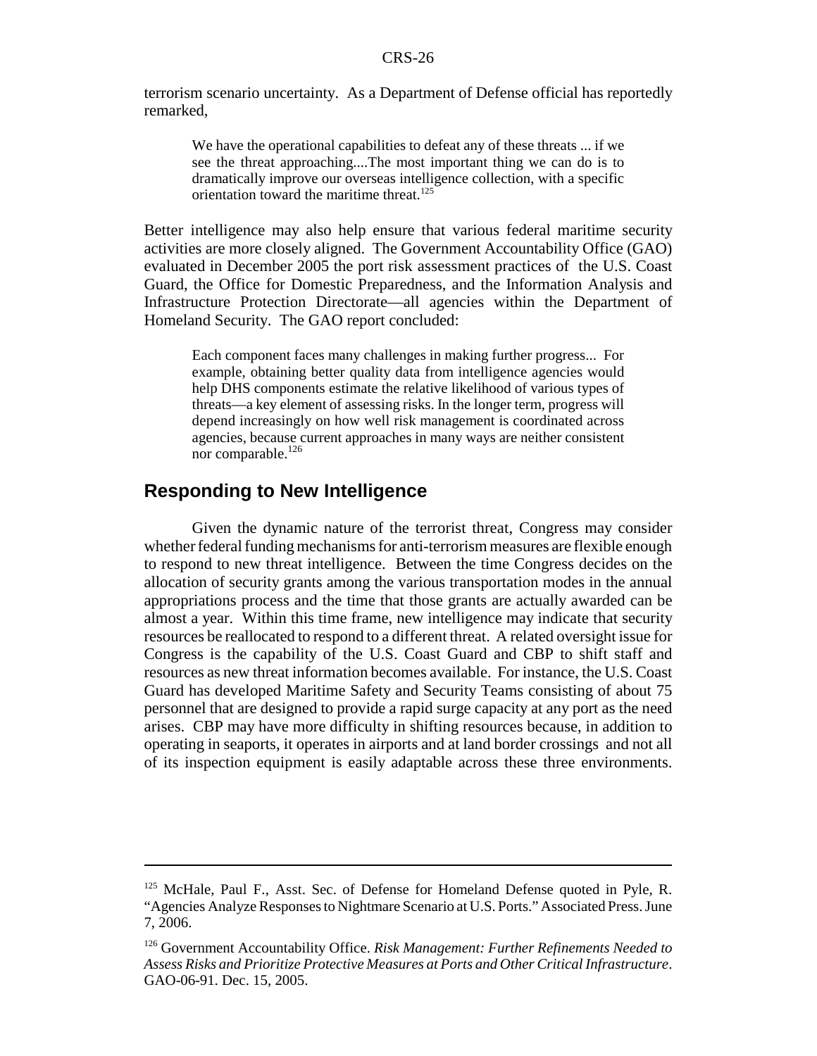terrorism scenario uncertainty. As a Department of Defense official has reportedly remarked,

> We have the operational capabilities to defeat any of these threats ... if we see the threat approaching....The most important thing we can do is to dramatically improve our overseas intelligence collection, with a specific orientation toward the maritime threat.[125]

Better intelligence may also help ensure that various federal maritime security activities are more closely aligned. The Government Accountability Office (GAO) evaluated in December 2005 the port risk assessment practices of the U.S. Coast Guard, the Office for Domestic Preparedness, and the Information Analysis and Infrastructure Protection Directorate—all agencies within the Department of Homeland Security. The GAO report concluded:

> Each component faces many challenges in making further progress... For example, obtaining better quality data from intelligence agencies would help DHS components estimate the relative likelihood of various types of threats—a key element of assessing risks. In the longer term, progress will depend increasingly on how well risk management is coordinated across agencies, because current approaches in many ways are neither consistent nor comparable.[126]

## Responding to New Intelligence

Given the dynamic nature of the terrorist threat, Congress may consider whether federal funding mechanisms for anti-terrorism measures are flexible enough to respond to new threat intelligence. Between the time Congress decides on the allocation of security grants among the various transportation modes in the annual appropriations process and the time that those grants are actually awarded can be almost a year. Within this time frame, new intelligence may indicate that security resources be reallocated to respond to a different threat. A related oversight issue for Congress is the capability of the U.S. Coast Guard and CBP to shift staff and resources as new threat information becomes available. For instance, the U.S. Coast Guard has developed Maritime Safety and Security Teams consisting of about 75 personnel that are designed to provide a rapid surge capacity at any port as the need arises. CBP may have more difficulty in shifting resources because, in addition to operating in seaports, it operates in airports and at land border crossings and not all of its inspection equipment is easily adaptable across these three environments.

---

[125] McHale, Paul F., Asst. Sec. of Defense for Homeland Defense quoted in Pyle, R. "Agencies Analyze Responses to Nightmare Scenario at U.S. Ports." Associated Press. June 7, 2006.

[126] Government Accountability Office. *Risk Management: Further Refinements Needed to Assess Risks and Prioritize Protective Measures at Ports and Other Critical Infrastructure*. GAO-06-91. Dec. 15, 2005.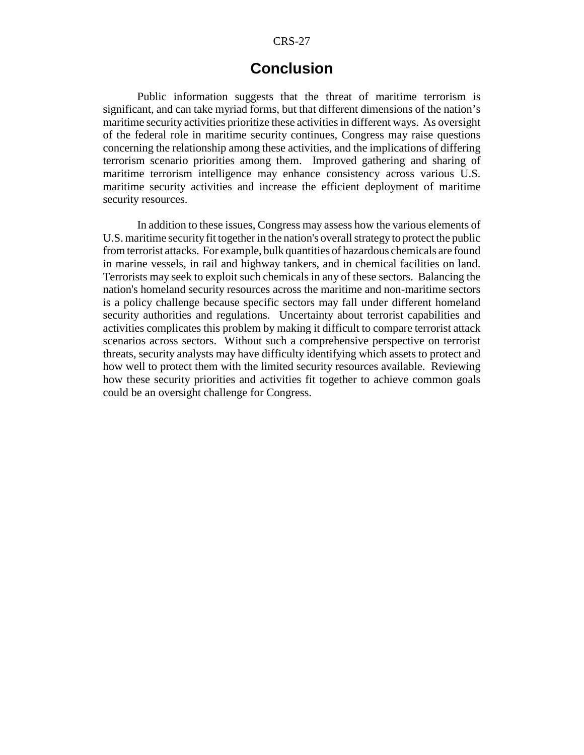## Conclusion

Public information suggests that the threat of maritime terrorism is significant, and can take myriad forms, but that different dimensions of the nation's maritime security activities prioritize these activities in different ways. As oversight of the federal role in maritime security continues, Congress may raise questions concerning the relationship among these activities, and the implications of differing terrorism scenario priorities among them. Improved gathering and sharing of maritime terrorism intelligence may enhance consistency across various U.S. maritime security activities and increase the efficient deployment of maritime security resources.

In addition to these issues, Congress may assess how the various elements of U.S. maritime security fit together in the nation's overall strategy to protect the public from terrorist attacks. For example, bulk quantities of hazardous chemicals are found in marine vessels, in rail and highway tankers, and in chemical facilities on land. Terrorists may seek to exploit such chemicals in any of these sectors. Balancing the nation's homeland security resources across the maritime and non-maritime sectors is a policy challenge because specific sectors may fall under different homeland security authorities and regulations. Uncertainty about terrorist capabilities and activities complicates this problem by making it difficult to compare terrorist attack scenarios across sectors. Without such a comprehensive perspective on terrorist threats, security analysts may have difficulty identifying which assets to protect and how well to protect them with the limited security resources available. Reviewing how these security priorities and activities fit together to achieve common goals could be an oversight challenge for Congress.